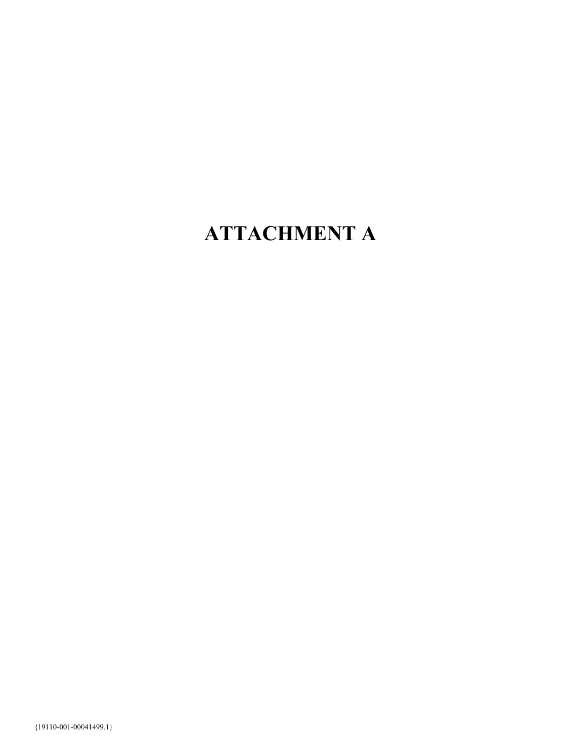# ATTACHMENT A

{19110-001-00041499.1}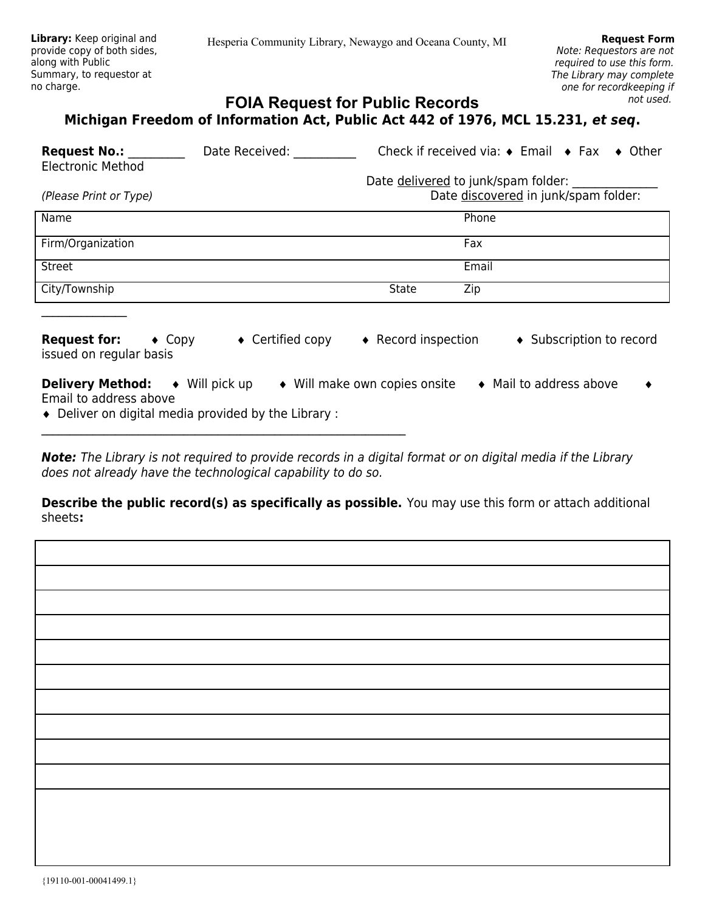**Library:** Keep original and provide copy of both sides, along with Public Summary, to requestor at no charge.

Hesperia Community Library, Newaygo and Oceana County, MI

**Request Form**
*Note: Requestors are not required to use this form. The Library may complete one for recordkeeping if not used.*

# FOIA Request for Public Records

## Michigan Freedom of Information Act, Public Act 442 of 1976, MCL 15.231, *et seq*.

**Request No.:** __________ Date Received: ___________ Check if received via: ♦ Email ♦ Fax ♦ Other Electronic Method

Date delivered to junk/spam folder: _______________
Date discovered in junk/spam folder: _______________

*(Please Print or Type)*

| Name | | Phone |
|---|---|---|
| Firm/Organization | | Fax |
| Street | | Email |
| City/Township | State | Zip |

**Request for:** ♦ Copy ♦ Certified copy ♦ Record inspection ♦ Subscription to record issued on regular basis

**Delivery Method:** ♦ Will pick up ♦ Will make own copies onsite ♦ Mail to address above ♦ Email to address above
♦ Deliver on digital media provided by the Library : ________________________________________________________________

***Note:*** *The Library is not required to provide records in a digital format or on digital media if the Library does not already have the technological capability to do so.*

**Describe the public record(s) as specifically as possible.** You may use this form or attach additional sheets**:**

| |
|---|
| |
| |
| |
| |
| |
| |
| |
| |
| |
| |

{19110-001-00041499.1}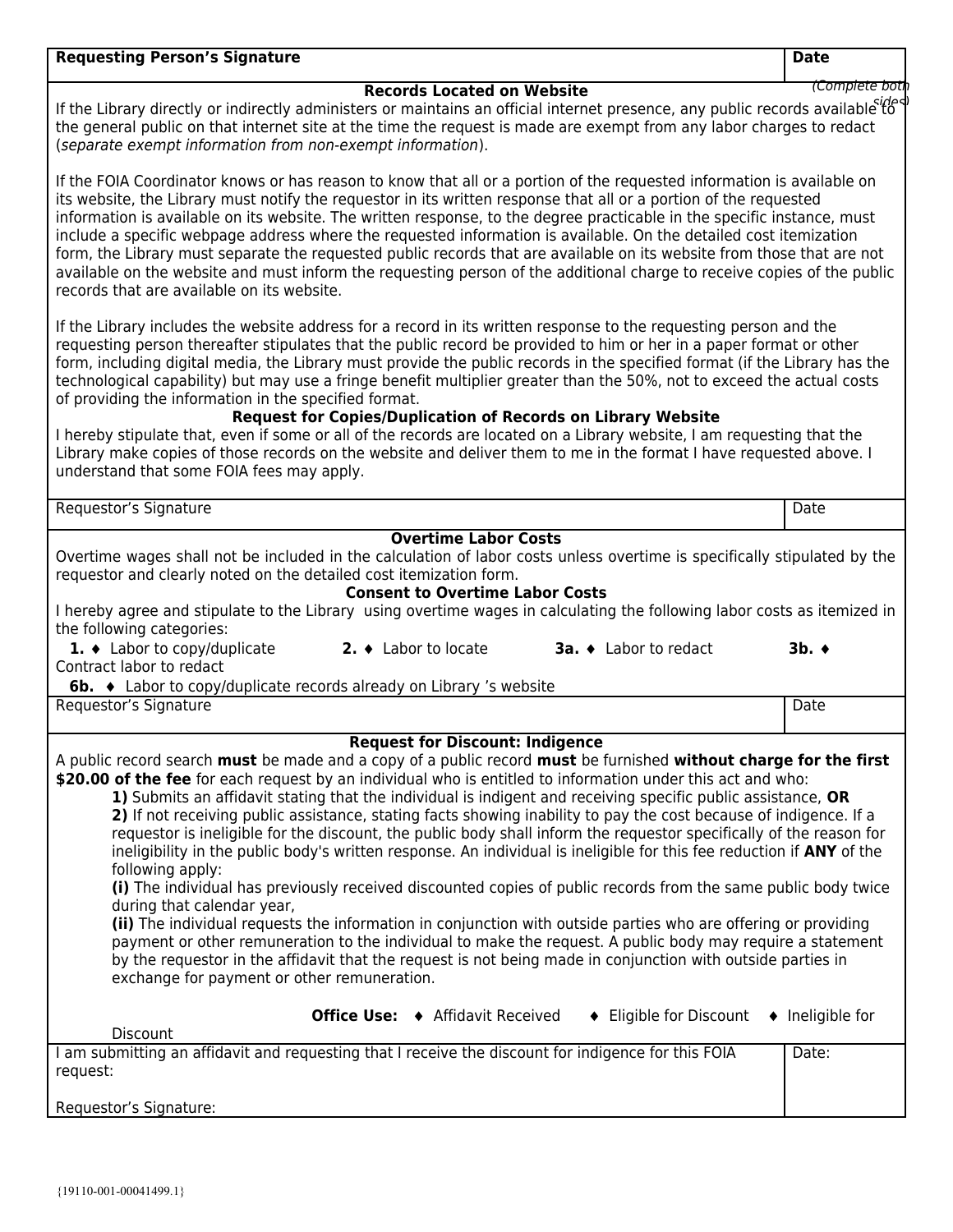| Requesting Person's Signature | Date |
|---|---|

*(Complete both sides)*

**Records Located on Website**

If the Library directly or indirectly administers or maintains an official internet presence, any public records available to the general public on that internet site at the time the request is made are exempt from any labor charges to redact (*separate exempt information from non-exempt information*).

If the FOIA Coordinator knows or has reason to know that all or a portion of the requested information is available on its website, the Library must notify the requestor in its written response that all or a portion of the requested information is available on its website. The written response, to the degree practicable in the specific instance, must include a specific webpage address where the requested information is available. On the detailed cost itemization form, the Library must separate the requested public records that are available on its website from those that are not available on the website and must inform the requesting person of the additional charge to receive copies of the public records that are available on its website.

If the Library includes the website address for a record in its written response to the requesting person and the requesting person thereafter stipulates that the public record be provided to him or her in a paper format or other form, including digital media, the Library must provide the public records in the specified format (if the Library has the technological capability) but may use a fringe benefit multiplier greater than the 50%, not to exceed the actual costs of providing the information in the specified format.

**Request for Copies/Duplication of Records on Library Website**

I hereby stipulate that, even if some or all of the records are located on a Library website, I am requesting that the Library make copies of those records on the website and deliver them to me in the format I have requested above. I understand that some FOIA fees may apply.

| Requestor's Signature | Date |
|---|---|

**Overtime Labor Costs**

Overtime wages shall not be included in the calculation of labor costs unless overtime is specifically stipulated by the requestor and clearly noted on the detailed cost itemization form.

**Consent to Overtime Labor Costs**

I hereby agree and stipulate to the Library using overtime wages in calculating the following labor costs as itemized in the following categories:

**1.** ♦ Labor to copy/duplicate **2.** ♦ Labor to locate **3a.** ♦ Labor to redact **3b.** ♦ Contract labor to redact

**6b.** ♦ Labor to copy/duplicate records already on Library 's website

| Requestor's Signature | Date |
|---|---|

**Request for Discount: Indigence**

A public record search **must** be made and a copy of a public record **must** be furnished **without charge for the first $20.00 of the fee** for each request by an individual who is entitled to information under this act and who:

**1)** Submits an affidavit stating that the individual is indigent and receiving specific public assistance, **OR**

**2)** If not receiving public assistance, stating facts showing inability to pay the cost because of indigence. If a requestor is ineligible for the discount, the public body shall inform the requestor specifically of the reason for ineligibility in the public body's written response. An individual is ineligible for this fee reduction if **ANY** of the following apply:

**(i)** The individual has previously received discounted copies of public records from the same public body twice during that calendar year,

**(ii)** The individual requests the information in conjunction with outside parties who are offering or providing payment or other remuneration to the individual to make the request. A public body may require a statement by the requestor in the affidavit that the request is not being made in conjunction with outside parties in exchange for payment or other remuneration.

**Office Use:** ♦ Affidavit Received ♦ Eligible for Discount ♦ Ineligible for Discount

| I am submitting an affidavit and requesting that I receive the discount for indigence for this FOIA request:<br><br>Requestor's Signature: | Date: |
|---|---|

{19110-001-00041499.1}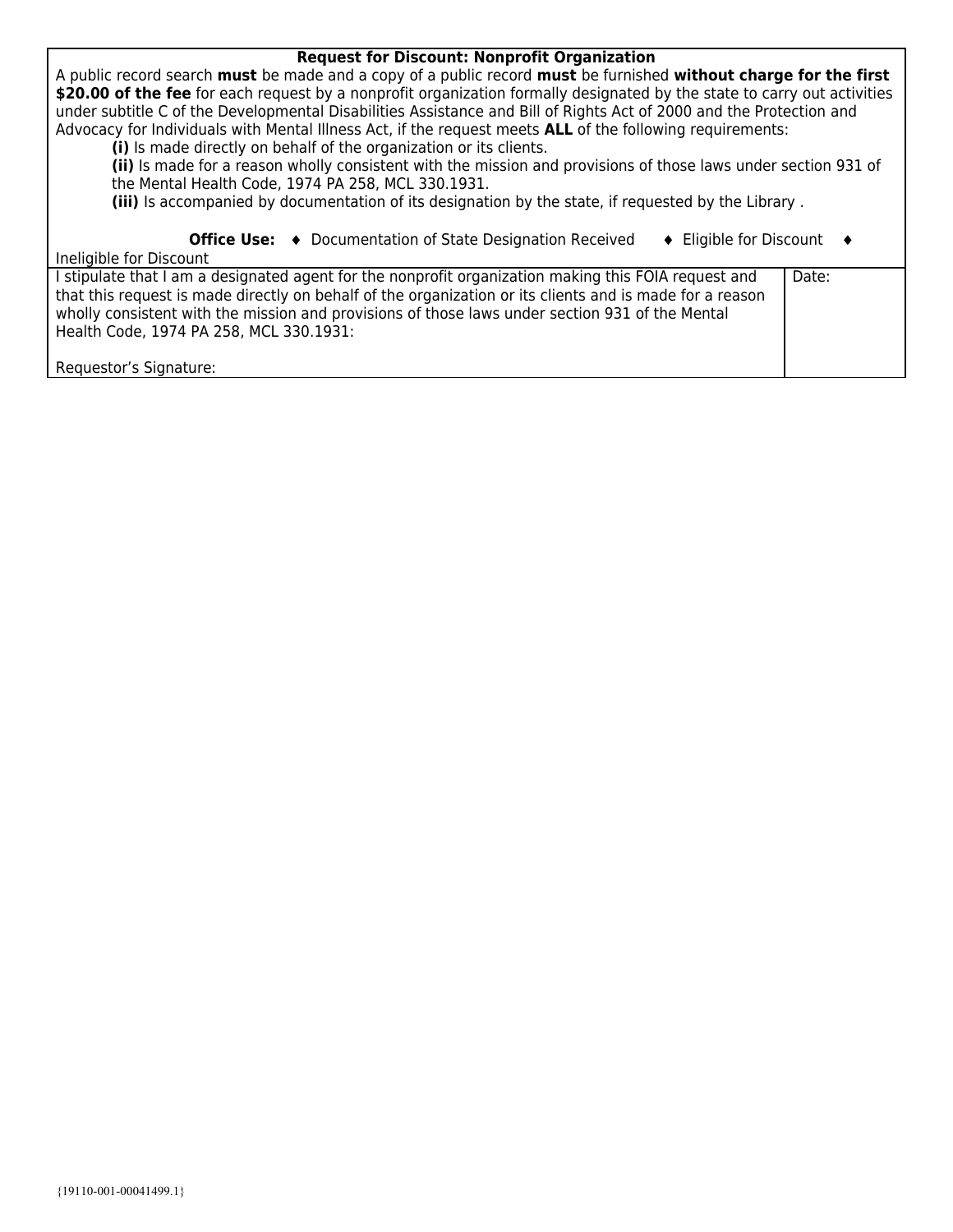**Request for Discount: Nonprofit Organization**

A public record search **must** be made and a copy of a public record **must** be furnished **without charge for the first $20.00 of the fee** for each request by a nonprofit organization formally designated by the state to carry out activities under subtitle C of the Developmental Disabilities Assistance and Bill of Rights Act of 2000 and the Protection and Advocacy for Individuals with Mental Illness Act, if the request meets **ALL** of the following requirements:

> **(i)** Is made directly on behalf of the organization or its clients.
>
> **(ii)** Is made for a reason wholly consistent with the mission and provisions of those laws under section 931 of the Mental Health Code, 1974 PA 258, MCL 330.1931.
>
> **(iii)** Is accompanied by documentation of its designation by the state, if requested by the Library .

**Office Use:** ♦ Documentation of State Designation Received ♦ Eligible for Discount ♦ Ineligible for Discount

| I stipulate that I am a designated agent for the nonprofit organization making this FOIA request and that this request is made directly on behalf of the organization or its clients and is made for a reason wholly consistent with the mission and provisions of those laws under section 931 of the Mental Health Code, 1974 PA 258, MCL 330.1931:<br><br>Requestor's Signature: | Date: |
|---|---|

{19110-001-00041499.1}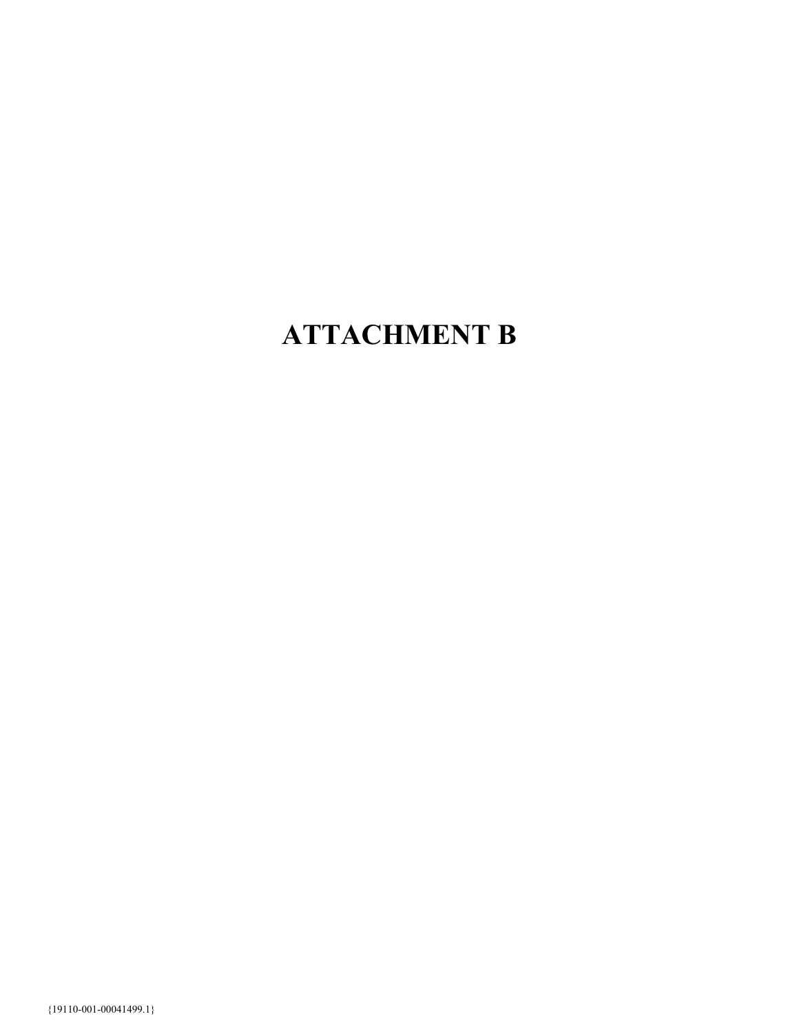# ATTACHMENT B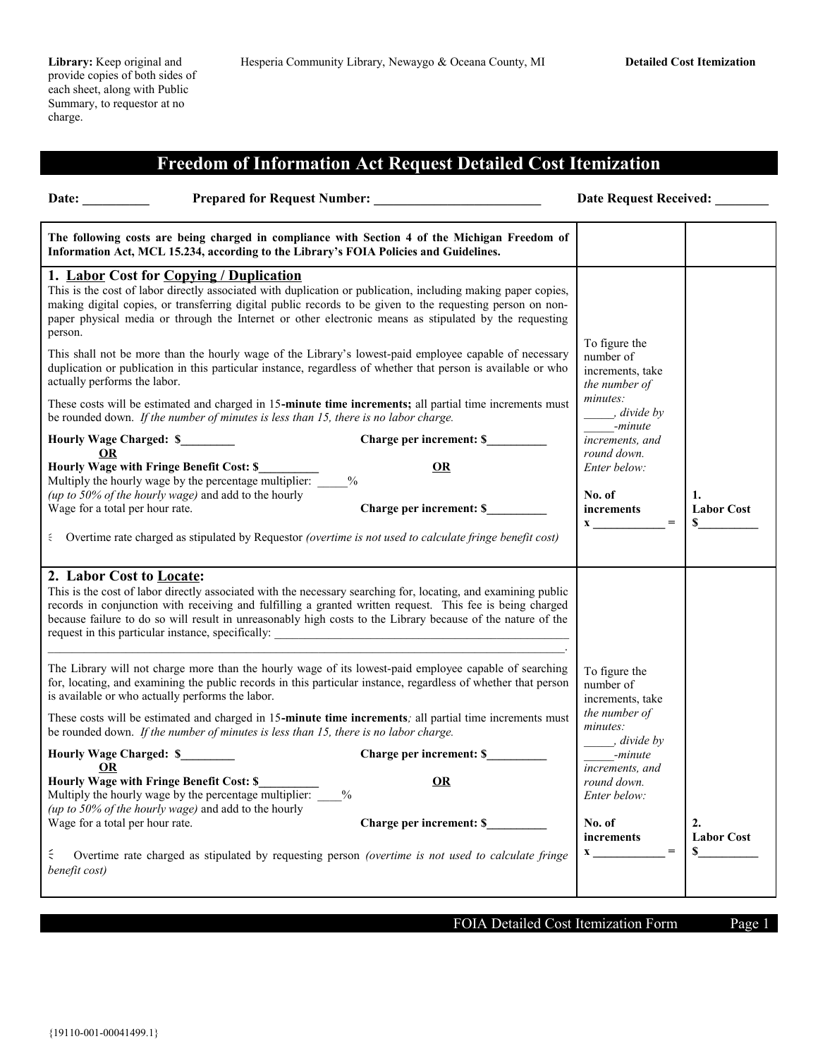**Library:** Keep original and provide copies of both sides of each sheet, along with Public Summary, to requestor at no charge.

Hesperia Community Library, Newaygo & Oceana County, MI

**Detailed Cost Itemization**

# Freedom of Information Act Request Detailed Cost Itemization

**Date:** __________ **Prepared for Request Number:** __________________________ **Date Request Received:** ________

| **The following costs are being charged in compliance with Section 4 of the Michigan Freedom of Information Act, MCL 15.234, according to the Library's FOIA Policies and Guidelines.** | | |
|---|---|---|
| **1. Labor Cost for Copying / Duplication**<br>This is the cost of labor directly associated with duplication or publication, including making paper copies, making digital copies, or transferring digital public records to be given to the requesting person on non-paper physical media or through the Internet or other electronic means as stipulated by the requesting person.<br><br>This shall not be more than the hourly wage of the Library's lowest-paid employee capable of necessary duplication or publication in this particular instance, regardless of whether that person is available or who actually performs the labor.<br><br>These costs will be estimated and charged in 15-**minute time increments;** all partial time increments must be rounded down. *If the number of minutes is less than 15, there is no labor charge.*<br><br>**Hourly Wage Charged: $________** **Charge per increment: $_________**<br>**OR** **OR**<br>**Hourly Wage with Fringe Benefit Cost: $_________**<br>Multiply the hourly wage by the percentage multiplier: _____% *(up to 50% of the hourly wage)* and add to the hourly Wage for a total per hour rate. **Charge per increment: $_________**<br><br>☐ Overtime rate charged as stipulated by Requestor *(overtime is not used to calculate fringe benefit cost)* | To figure the number of increments, take *the number of minutes: _____, divide by _____-minute increments, and round down. Enter below:*<br><br>**No. of increments**<br>**x ____________ =** | **1. Labor Cost**<br>**$_________** |
| **2. Labor Cost to Locate:**<br>This is the cost of labor directly associated with the necessary searching for, locating, and examining public records in conjunction with receiving and fulfilling a granted written request. This fee is being charged because failure to do so will result in unreasonably high costs to the Library because of the nature of the request in this particular instance, specifically: ______________________________________________<br>______________________________________________________________________________.<br><br>The Library will not charge more than the hourly wage of its lowest-paid employee capable of searching for, locating, and examining the public records in this particular instance, regardless of whether that person is available or who actually performs the labor.<br><br>These costs will be estimated and charged in 15-**minute time increments***;* all partial time increments must be rounded down. *If the number of minutes is less than 15, there is no labor charge.*<br><br>**Hourly Wage Charged: $________** **Charge per increment: $_________**<br>**OR** **OR**<br>**Hourly Wage with Fringe Benefit Cost: $_________**<br>Multiply the hourly wage by the percentage multiplier: ____% *(up to 50% of the hourly wage)* and add to the hourly Wage for a total per hour rate. **Charge per increment: $_________**<br><br>☐ Overtime rate charged as stipulated by requesting person *(overtime is not used to calculate fringe benefit cost)* | To figure the number of increments, take *the number of minutes: _____, divide by _____-minute increments, and round down. Enter below:*<br><br>**No. of increments**<br>**x ____________ =** | **2. Labor Cost**<br>**$_________** |

FOIA Detailed Cost Itemization Form

{19110-001-00041499.1}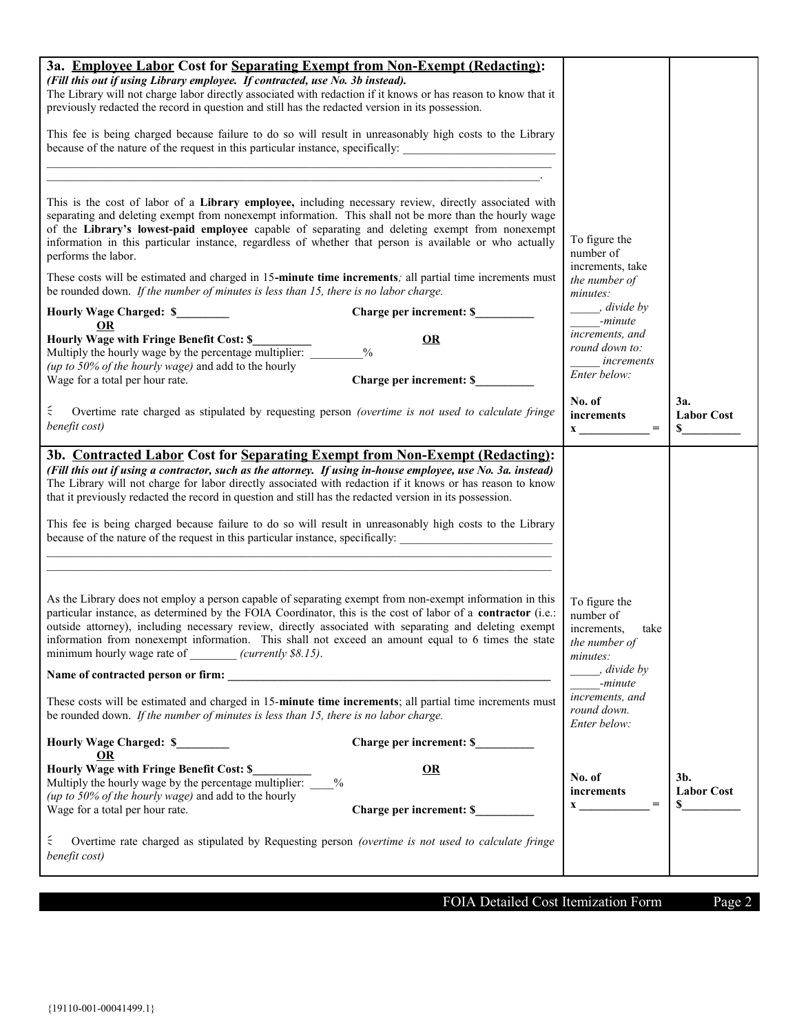**3a. Employee Labor Cost for Separating Exempt from Non-Exempt (Redacting):**

***(Fill this out if using Library employee. If contracted, use No. 3b instead).***

The Library will not charge labor directly associated with redaction if it knows or has reason to know that it previously redacted the record in question and still has the redacted version in its possession.

This fee is being charged because failure to do so will result in unreasonably high costs to the Library because of the nature of the request in this particular instance, specifically: ____________________________

______________________________________________________________________________________________

______________________________________________________________________________________________.

This is the cost of labor of a **Library employee,** including necessary review, directly associated with separating and deleting exempt from nonexempt information. This shall not be more than the hourly wage of the **Library's lowest-paid employee** capable of separating and deleting exempt from nonexempt information in this particular instance, regardless of whether that person is available or who actually performs the labor.

These costs will be estimated and charged in 15-**minute time increments***;* all partial time increments must be rounded down. *If the number of minutes is less than 15, there is no labor charge.*

**Hourly Wage Charged: $\_\_\_\_\_\_\_\_\_** **Charge per increment: $\_\_\_\_\_\_\_\_\_\_**

**OR**

**Hourly Wage with Fringe Benefit Cost: $\_\_\_\_\_\_\_\_\_\_** **OR**

Multiply the hourly wage by the percentage multiplier: \_\_\_\_\_\_\_\_\_%

*(up to 50% of the hourly wage)* and add to the hourly

Wage for a total per hour rate. **Charge per increment: $\_\_\_\_\_\_\_\_\_\_**

☐ Overtime rate charged as stipulated by requesting person *(overtime is not used to calculate fringe benefit cost)*

To figure the number of increments, take *the number of minutes:* \_\_\_\_\_*, divide by* \_\_\_\_\_*-minute increments, and round down to:* \_\_\_\_\_ *increments Enter below:*

**No. of increments**

**x \_\_\_\_\_\_\_\_\_\_\_\_ =**

**3a. Labor Cost**

**$\_\_\_\_\_\_\_\_\_\_**

---

**3b. Contracted Labor Cost for Separating Exempt from Non-Exempt (Redacting):**

***(Fill this out if using a contractor, such as the attorney. If using in-house employee, use No. 3a. instead)***

The Library will not charge for labor directly associated with redaction if it knows or has reason to know that it previously redacted the record in question and still has the redacted version in its possession.

This fee is being charged because failure to do so will result in unreasonably high costs to the Library because of the nature of the request in this particular instance, specifically: ____________________________

______________________________________________________________________________________________

______________________________________________________________________________________________

As the Library does not employ a person capable of separating exempt from non-exempt information in this particular instance, as determined by the FOIA Coordinator, this is the cost of labor of a **contractor** (i.e.: outside attorney), including necessary review, directly associated with separating and deleting exempt information from nonexempt information. This shall not exceed an amount equal to 6 times the state minimum hourly wage rate of \_\_\_\_\_\_\_\_ *(currently $8.15)*.

**Name of contracted person or firm: \_\_\_\_\_\_\_\_\_\_\_\_\_\_\_\_\_\_\_\_\_\_\_\_\_\_\_\_\_\_\_\_\_\_\_\_\_\_\_\_\_\_\_\_\_\_\_\_\_\_\_\_\_\_\_\_\_\_\_\_**

These costs will be estimated and charged in 15-**minute time increments**; all partial time increments must be rounded down. *If the number of minutes is less than 15, there is no labor charge.*

**Hourly Wage Charged: $\_\_\_\_\_\_\_\_\_** **Charge per increment: $\_\_\_\_\_\_\_\_\_\_**

**OR**

**Hourly Wage with Fringe Benefit Cost: $\_\_\_\_\_\_\_\_\_\_** **OR**

Multiply the hourly wage by the percentage multiplier: \_\_\_\_%

*(up to 50% of the hourly wage)* and add to the hourly

Wage for a total per hour rate. **Charge per increment: $\_\_\_\_\_\_\_\_\_\_**

☐ Overtime rate charged as stipulated by Requesting person *(overtime is not used to calculate fringe benefit cost)*

To figure the number of increments, take *the number of minutes:* \_\_\_\_\_*, divide by* \_\_\_\_\_*-minute increments, and round down. Enter below:*

**No. of increments**

**x \_\_\_\_\_\_\_\_\_\_\_\_ =**

**3b. Labor Cost**

**$\_\_\_\_\_\_\_\_\_\_**

{19110-001-00041499.1}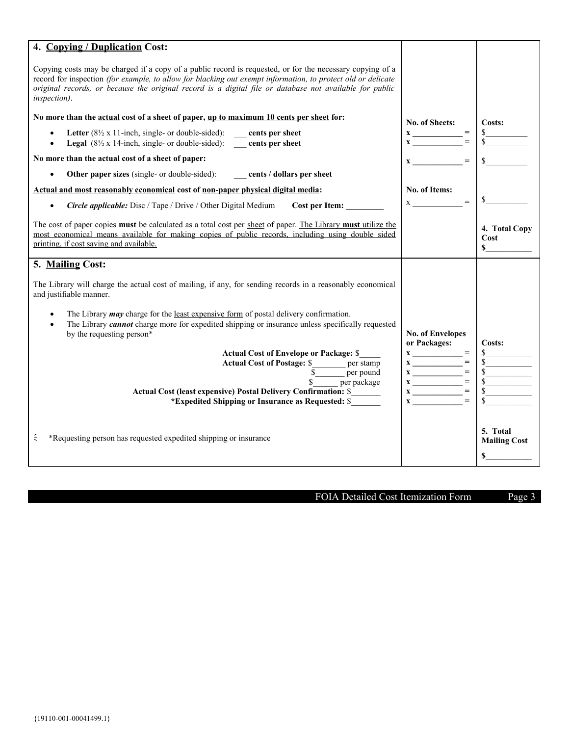| **4. Copying / Duplication Cost:** | | |
|---|---|---|
| Copying costs may be charged if a copy of a public record is requested, or for the necessary copying of a record for inspection *(for example, to allow for blacking out exempt information, to protect old or delicate original records, or because the original record is a digital file or database not available for public inspection)*. | | |
| **No more than the actual cost of a sheet of paper, up to maximum 10 cents per sheet for:** | **No. of Sheets:** | **Costs:** |
| • **Letter** (8½ x 11-inch, single- or double-sided): ___ **cents per sheet** | **x** ____________ **=** | $__________ |
| • **Legal** (8½ x 14-inch, single- or double-sided): ___ **cents per sheet** | **x** ____________ **=** | $__________ |
| **No more than the actual cost of a sheet of paper:** | **x** ____________ **=** | $__________ |
| • **Other paper sizes** (single- or double-sided): ___ **cents / dollars per sheet** | | |
| **Actual and most reasonably economical cost of non-paper physical digital media:** | **No. of Items:** | |
| • ***Circle applicable:*** Disc / Tape / Drive / Other Digital Medium **Cost per Item:** _________ | x ____________ = | $__________ |
| The cost of paper copies **must** be calculated as a total cost per sheet of paper. The Library **must** utilize the most economical means available for making copies of public records, including using double sided printing, if cost saving and available. | | **4. Total Copy Cost** **$__________** |

| **5. Mailing Cost:** | | |
|---|---|---|
| The Library will charge the actual cost of mailing, if any, for sending records in a reasonably economical and justifiable manner. | | |
| • The Library ***may*** charge for the least expensive form of postal delivery confirmation. • The Library ***cannot*** charge more for expedited shipping or insurance unless specifically requested by the requesting person* | **No. of Envelopes or Packages:** | **Costs:** |
| **Actual Cost of Envelope or Package:** $_____ | **x** ____________ **=** | $__________ |
| **Actual Cost of Postage:** $_______ per stamp | **x** ____________ **=** | $__________ |
| $_______ per pound | **x** ____________ **=** | $__________ |
| $______ per package | **x** ____________ **=** | $__________ |
| **Actual Cost (least expensive) Postal Delivery Confirmation:** $_______ | **x** ____________ **=** | $__________ |
| ***Expedited Shipping or Insurance as Requested:** $_______ | **x** ____________ **=** | $__________ |
| ☐ *Requesting person has requested expedited shipping or insurance | | **5. Total Mailing Cost** **$__________** |

{19110-001-00041499.1}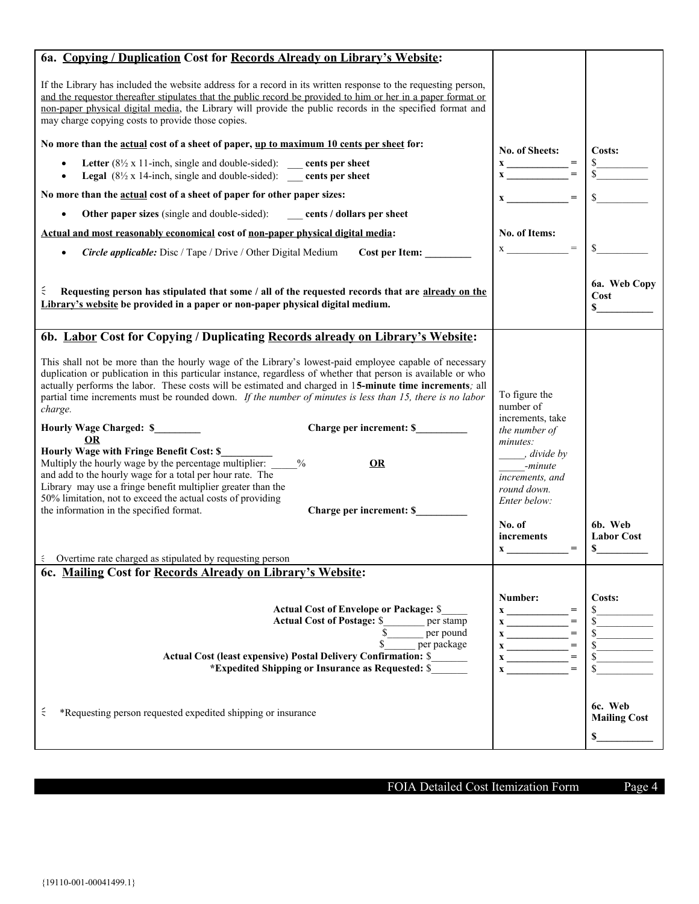| **6a. Copying / Duplication Cost for Records Already on Library's Website:** | | |
|---|---|---|
| If the Library has included the website address for a record in its written response to the requesting person, <u>and the requestor thereafter stipulates that the public record be provided to him or her in a paper format or non-paper physical digital media</u>, the Library will provide the public records in the specified format and may charge copying costs to provide those copies. | | |
| **No more than the <u>actual</u> cost of a sheet of paper, <u>up to maximum 10 cents per sheet</u> for:** | **No. of Sheets:** | **Costs:** |
| • **Letter** (8½ x 11-inch, single and double-sided): ___ **cents per sheet** | **x** ____________ = | $__________ |
| • **Legal** (8½ x 14-inch, single and double-sided): ___ **cents per sheet** | **x** ____________ = | $__________ |
| **No more than the <u>actual</u> cost of a sheet of paper for other paper sizes:** | **x** ____________ = | $__________ |
| • **Other paper sizes** (single and double-sided): ___ **cents / dollars per sheet** | | |
| **<u>Actual and most reasonably economical</u> cost of <u>non-paper physical digital media</u>:** | **No. of Items:** | |
| • ***Circle applicable:*** Disc / Tape / Drive / Other Digital Medium **Cost per Item: ________** | x ____________ = | $__________ |
| ☐ **Requesting person has stipulated that some / all of the requested records that are <u>already on the Library's website</u> be provided in a paper or non-paper physical digital medium.** | | **6a. Web Copy Cost** **$__________** |
| **6b. <u>Labor</u> Cost for Copying / Duplicating <u>Records already on Library's Website</u>:** | | |
| This shall not be more than the hourly wage of the Library's lowest-paid employee capable of necessary duplication or publication in this particular instance, regardless of whether that person is available or who actually performs the labor. These costs will be estimated and charged in 1**5-minute time increments**; all partial time increments must be rounded down. *If the number of minutes is less than 15, there is no labor charge.* | To figure the number of increments, take *the number of minutes: _____, divide by _____-minute increments, and round down. Enter below:* | |
| **Hourly Wage Charged: $________** **Charge per increment: $_________** **OR** **Hourly Wage with Fringe Benefit Cost: $_________** Multiply the hourly wage by the percentage multiplier: _____% **OR** and add to the hourly wage for a total per hour rate. The Library may use a fringe benefit multiplier greater than the 50% limitation, not to exceed the actual costs of providing the information in the specified format. **Charge per increment: $_________** | **No. of increments** **x** ____________ = | **6b. Web Labor Cost** **$__________** |
| ☐ Overtime rate charged as stipulated by requesting person | | |
| **6c. <u>Mailing</u> Cost for <u>Records Already on Library's Website</u>:** | **Number:** | **Costs:** |
| **Actual Cost of Envelope or Package:** $_____ | **x** ____________ = | $__________ |
| **Actual Cost of Postage:** $________ per stamp | **x** ____________ = | $__________ |
| $_______ per pound | **x** ____________ = | $__________ |
| $______ per package | **x** ____________ = | $__________ |
| **Actual Cost (least expensive) Postal Delivery Confirmation:** $_______ | **x** ____________ = | $__________ |
| ***Expedited Shipping or Insurance as Requested:** $_______ | **x** ____________ = | $__________ |
| ☐ *Requesting person requested expedited shipping or insurance | | **6c. Web Mailing Cost** **$__________** |

{19110-001-00041499.1}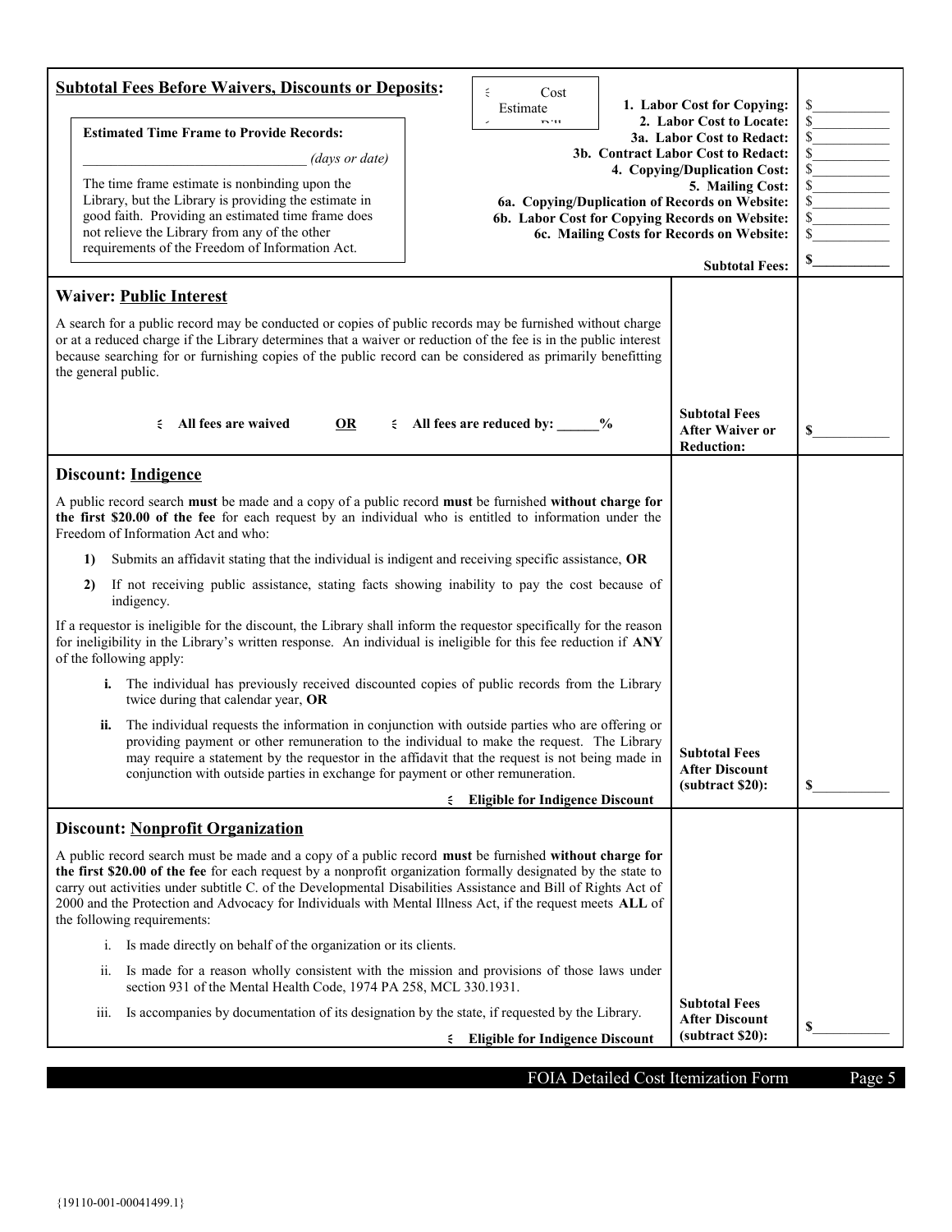**Subtotal Fees Before Waivers, Discounts or Deposits:**

☐ Cost Estimate ☐ Bill

**Estimated Time Frame to Provide Records:**

________________________________ *(days or date)*

The time frame estimate is nonbinding upon the Library, but the Library is providing the estimate in good faith. Providing an estimated time frame does not relieve the Library from any of the other requirements of the Freedom of Information Act.

| | |
|---|---|
| **1. Labor Cost for Copying:** | $__________ |
| **2. Labor Cost to Locate:** | $__________ |
| **3a. Labor Cost to Redact:** | $__________ |
| **3b. Contract Labor Cost to Redact:** | $__________ |
| **4. Copying/Duplication Cost:** | $__________ |
| **5. Mailing Cost:** | $__________ |
| **6a. Copying/Duplication of Records on Website:** | $__________ |
| **6b. Labor Cost for Copying Records on Website:** | $__________ |
| **6c. Mailing Costs for Records on Website:** | $__________ |
| **Subtotal Fees:** | **$__________** |

## Waiver: Public Interest

A search for a public record may be conducted or copies of public records may be furnished without charge or at a reduced charge if the Library determines that a waiver or reduction of the fee is in the public interest because searching for or furnishing copies of the public record can be considered as primarily benefitting the general public.

☐ **All fees are waived** **OR** ☐ **All fees are reduced by: ______%**

**Subtotal Fees After Waiver or Reduction:** **$__________**

## Discount: Indigence

A public record search **must** be made and a copy of a public record **must** be furnished **without charge for the first $20.00 of the fee** for each request by an individual who is entitled to information under the Freedom of Information Act and who:

1) Submits an affidavit stating that the individual is indigent and receiving specific assistance, **OR**
2) If not receiving public assistance, stating facts showing inability to pay the cost because of indigency.

If a requestor is ineligible for the discount, the Library shall inform the requestor specifically for the reason for ineligibility in the Library's written response. An individual is ineligible for this fee reduction if **ANY** of the following apply:

**i.** The individual has previously received discounted copies of public records from the Library twice during that calendar year, **OR**

**ii.** The individual requests the information in conjunction with outside parties who are offering or providing payment or other remuneration to the individual to make the request. The Library may require a statement by the requestor in the affidavit that the request is not being made in conjunction with outside parties in exchange for payment or other remuneration.

☐ **Eligible for Indigence Discount**

**Subtotal Fees After Discount (subtract $20):** **$__________**

## Discount: Nonprofit Organization

A public record search must be made and a copy of a public record **must** be furnished **without charge for the first $20.00 of the fee** for each request by a nonprofit organization formally designated by the state to carry out activities under subtitle C. of the Developmental Disabilities Assistance and Bill of Rights Act of 2000 and the Protection and Advocacy for Individuals with Mental Illness Act, if the request meets **ALL** of the following requirements:

i. Is made directly on behalf of the organization or its clients.

ii. Is made for a reason wholly consistent with the mission and provisions of those laws under section 931 of the Mental Health Code, 1974 PA 258, MCL 330.1931.

iii. Is accompanies by documentation of its designation by the state, if requested by the Library.

☐ **Eligible for Indigence Discount**

**Subtotal Fees After Discount (subtract $20):** **$__________**

{19110-001-00041499.1}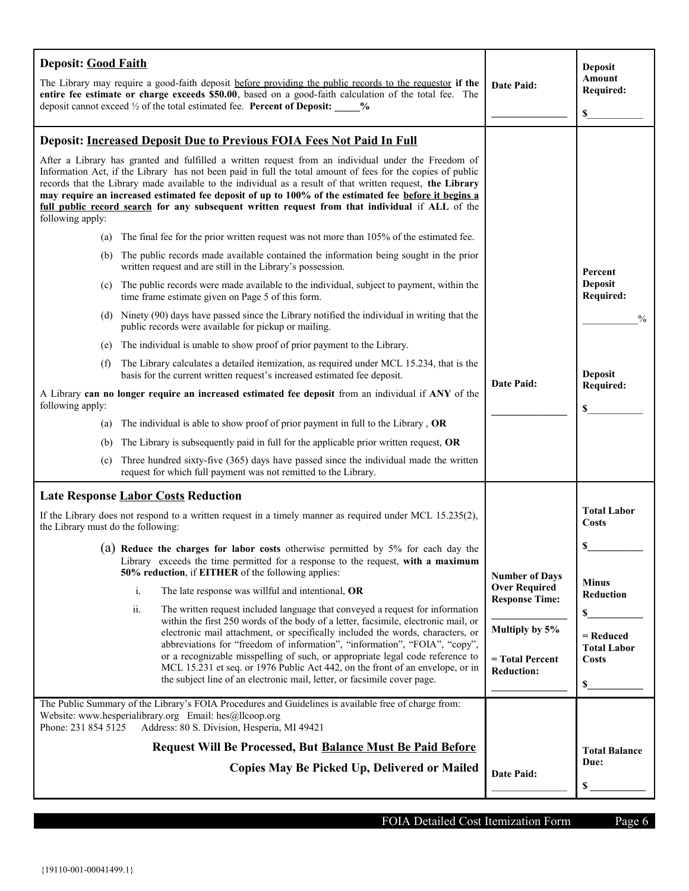| | | |
|---|---|---|
| **Deposit: <u>Good Faith</u>**<br><br>The Library may require a good-faith deposit <u>before providing the public records to the requestor</u> **if the entire fee estimate or charge exceeds $50.00**, based on a good-faith calculation of the total fee. The deposit cannot exceed ½ of the total estimated fee. **Percent of Deposit: _____%** | **Date Paid:**<br><br>_______________ | **Deposit Amount Required:**<br><br>**$**___________ |
| **Deposit: <u>Increased Deposit Due to Previous FOIA Fees Not Paid In Full</u>**<br><br>After a Library has granted and fulfilled a written request from an individual under the Freedom of Information Act, if the Library has not been paid in full the total amount of fees for the copies of public records that the Library made available to the individual as a result of that written request, **the Library may require an increased estimated fee deposit of up to 100% of the estimated fee <u>before it begins a full public record search</u> for any subsequent written request from that individual** if **ALL** of the following apply:<br><br>(a) The final fee for the prior written request was not more than 105% of the estimated fee.<br><br>(b) The public records made available contained the information being sought in the prior written request and are still in the Library's possession.<br><br>(c) The public records were made available to the individual, subject to payment, within the time frame estimate given on Page 5 of this form.<br><br>(d) Ninety (90) days have passed since the Library notified the individual in writing that the public records were available for pickup or mailing.<br><br>(e) The individual is unable to show proof of prior payment to the Library.<br><br>(f) The Library calculates a detailed itemization, as required under MCL 15.234, that is the basis for the current written request's increased estimated fee deposit.<br><br>A Library **can no longer require an increased estimated fee deposit** from an individual if **ANY** of the following apply:<br><br>(a) The individual is able to show proof of prior payment in full to the Library , **OR**<br><br>(b) The Library is subsequently paid in full for the applicable prior written request, **OR**<br><br>(c) Three hundred sixty-five (365) days have passed since the individual made the written request for which full payment was not remitted to the Library. | **Date Paid:**<br><br>_______________ | **Percent Deposit Required:**<br><br>___________%<br><br>**Deposit Required:**<br><br>**$**___________ |
| **Late Response <u>Labor Costs</u> Reduction**<br><br>If the Library does not respond to a written request in a timely manner as required under MCL 15.235(2), the Library must do the following:<br><br>(a) **Reduce the charges for labor costs** otherwise permitted by 5% for each day the Library exceeds the time permitted for a response to the request, **with a maximum 50% reduction**, if **EITHER** of the following applies:<br><br>i. The late response was willful and intentional, **OR**<br><br>ii. The written request included language that conveyed a request for information within the first 250 words of the body of a letter, facsimile, electronic mail, or electronic mail attachment, or specifically included the words, characters, or abbreviations for "freedom of information", "information", "FOIA", "copy", or a recognizable misspelling of such, or appropriate legal code reference to MCL 15.231 et seq. or 1976 Public Act 442, on the front of an envelope, or in the subject line of an electronic mail, letter, or facsimile cover page. | **Number of Days Over Required Response Time:**<br><br>_______________<br><br>**Multiply by 5%**<br><br>**= Total Percent Reduction:**<br><br>_______________ | **Total Labor Costs**<br><br>**$**___________<br><br>**Minus Reduction**<br><br>**$**___________<br><br>**= Reduced Total Labor Costs**<br><br>**$**___________ |
| The Public Summary of the Library's FOIA Procedures and Guidelines is available free of charge from:<br>Website: www.hesperialibrary.org Email: hes@llcoop.org<br>Phone: 231 854 5125 Address: 80 S. Division, Hesperia, MI 49421<br><br>**Request Will Be Processed, But <u>Balance Must Be Paid Before</u> Copies May Be Picked Up, Delivered or Mailed** | **Date Paid:**<br><br>_______________ | **Total Balance Due:**<br><br>**$** ___________ |

FOIA Detailed Cost Itemization Form

{19110-001-00041499.1}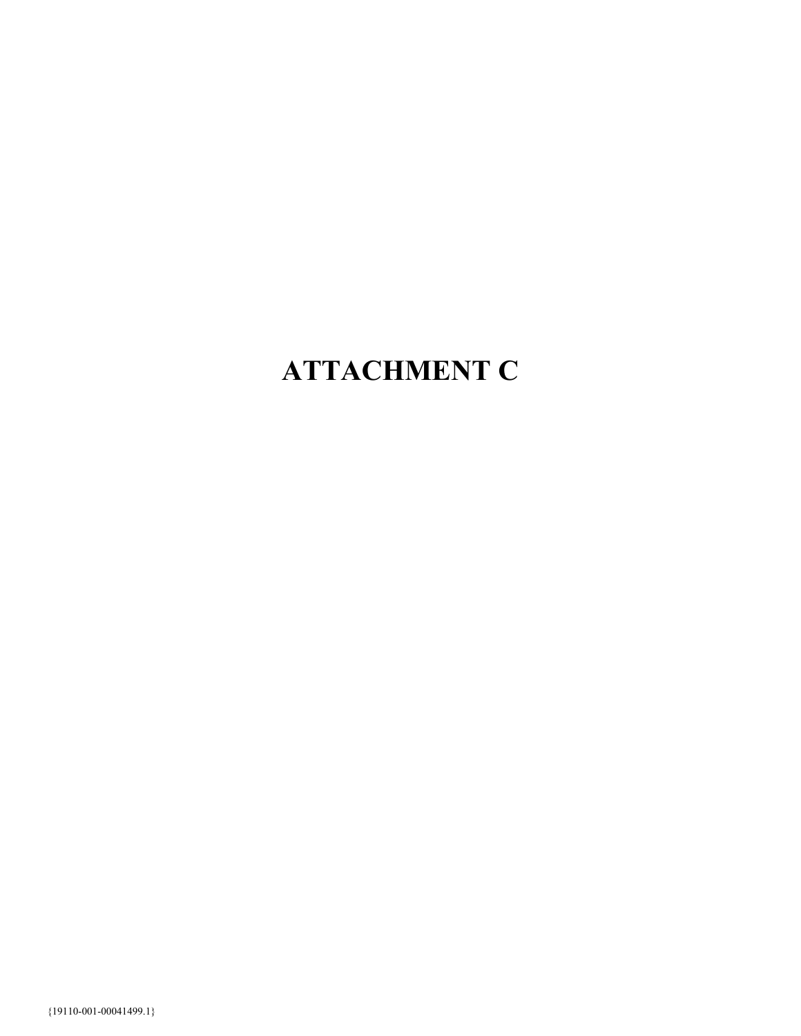# ATTACHMENT C

{19110-001-00041499.1}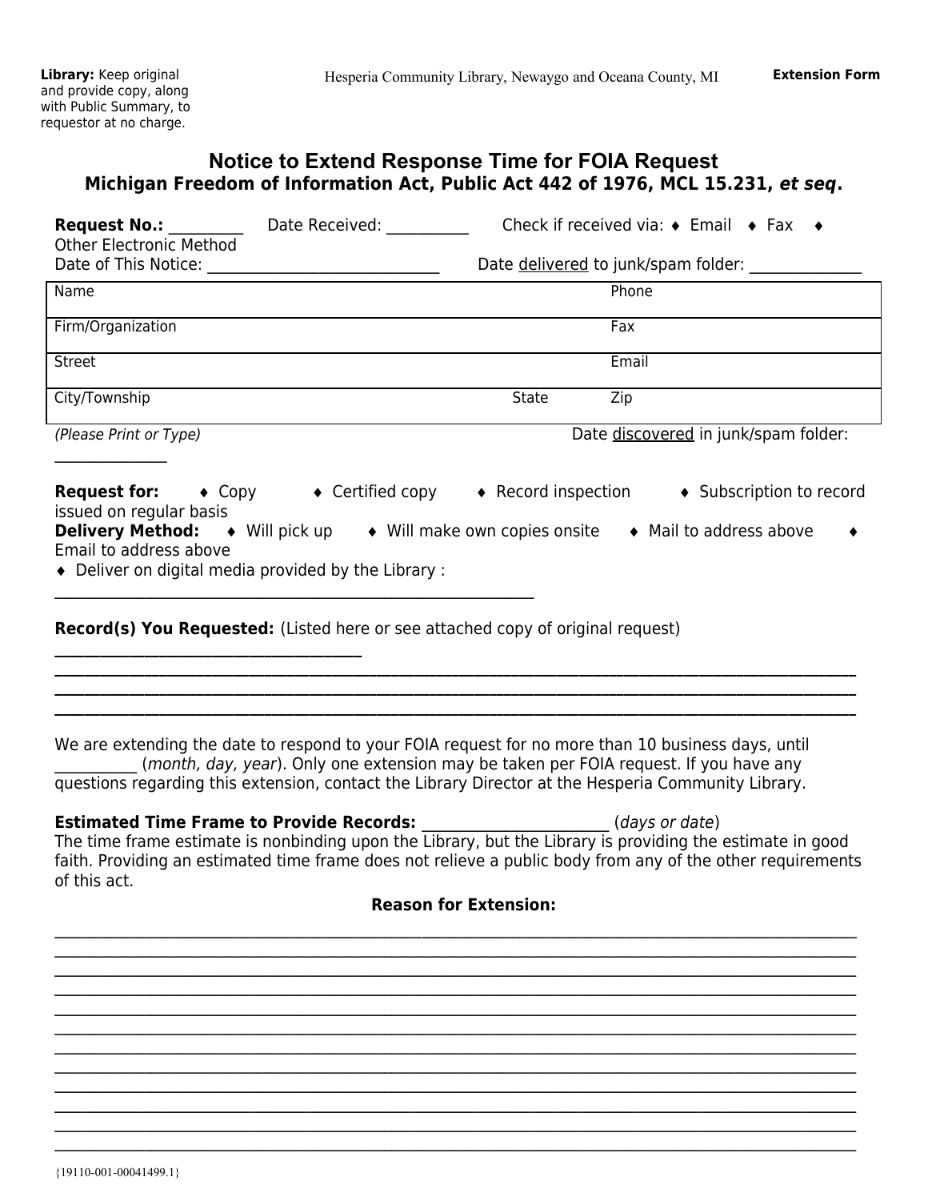**Library:** Keep original and provide copy, along with Public Summary, to requestor at no charge.

Hesperia Community Library, Newaygo and Oceana County, MI

**Extension Form**

# Notice to Extend Response Time for FOIA Request

## Michigan Freedom of Information Act, Public Act 442 of 1976, MCL 15.231, *et seq*.

**Request No.:** __________ Date Received: ___________ Check if received via: ♦ Email ♦ Fax ♦ Other Electronic Method

Date of This Notice: ______________________________ Date delivered to junk/spam folder: _______________

| Name | | Phone |
|---|---|---|
| Firm/Organization | | Fax |
| Street | | Email |
| City/Township | State | Zip |

*(Please Print or Type)* Date discovered in junk/spam folder: _______________

**Request for:** ♦ Copy ♦ Certified copy ♦ Record inspection ♦ Subscription to record issued on regular basis

**Delivery Method:** ♦ Will pick up ♦ Will make own copies onsite ♦ Mail to address above ♦ Email to address above

♦ Deliver on digital media provided by the Library : _______________________________________________

**Record(s) You Requested:** (Listed here or see attached copy of original request) ________________________________________

________________________________________________________________________________________________

________________________________________________________________________________________________

________________________________________________________________________________________________

We are extending the date to respond to your FOIA request for no more than 10 business days, until __________ (*month, day, year*). Only one extension may be taken per FOIA request. If you have any questions regarding this extension, contact the Library Director at the Hesperia Community Library.

**Estimated Time Frame to Provide Records:** ________________________ (*days or date*)

The time frame estimate is nonbinding upon the Library, but the Library is providing the estimate in good faith. Providing an estimated time frame does not relieve a public body from any of the other requirements of this act.

**Reason for Extension:**

________________________________________________________________________________________________

________________________________________________________________________________________________

________________________________________________________________________________________________

________________________________________________________________________________________________

________________________________________________________________________________________________

________________________________________________________________________________________________

________________________________________________________________________________________________

________________________________________________________________________________________________

________________________________________________________________________________________________

________________________________________________________________________________________________

________________________________________________________________________________________________

________________________________________________________________________________________________

{19110-001-00041499.1}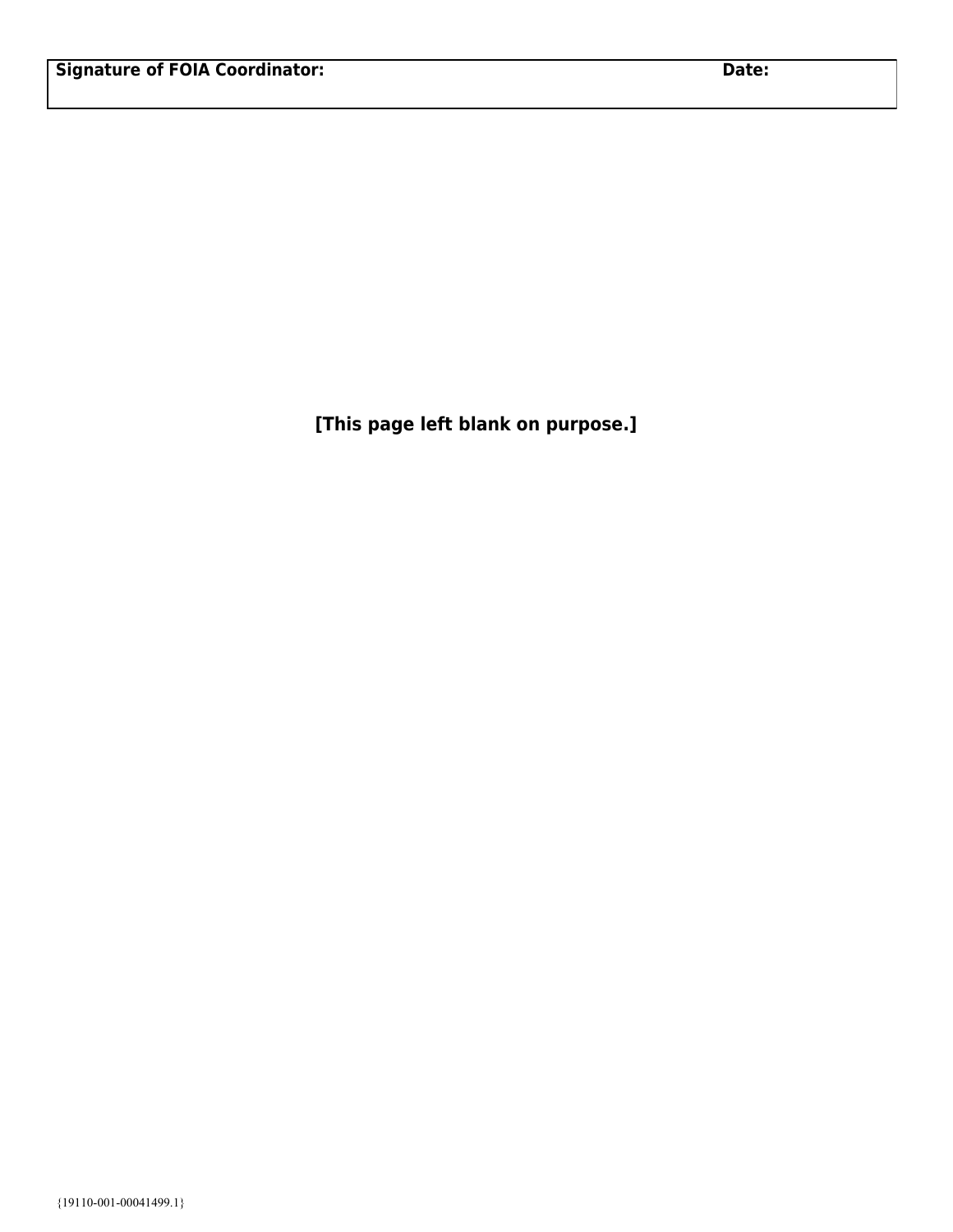| Signature of FOIA Coordinator: | Date: |
| --- | --- |
| | |

**[This page left blank on purpose.]**

{19110-001-00041499.1}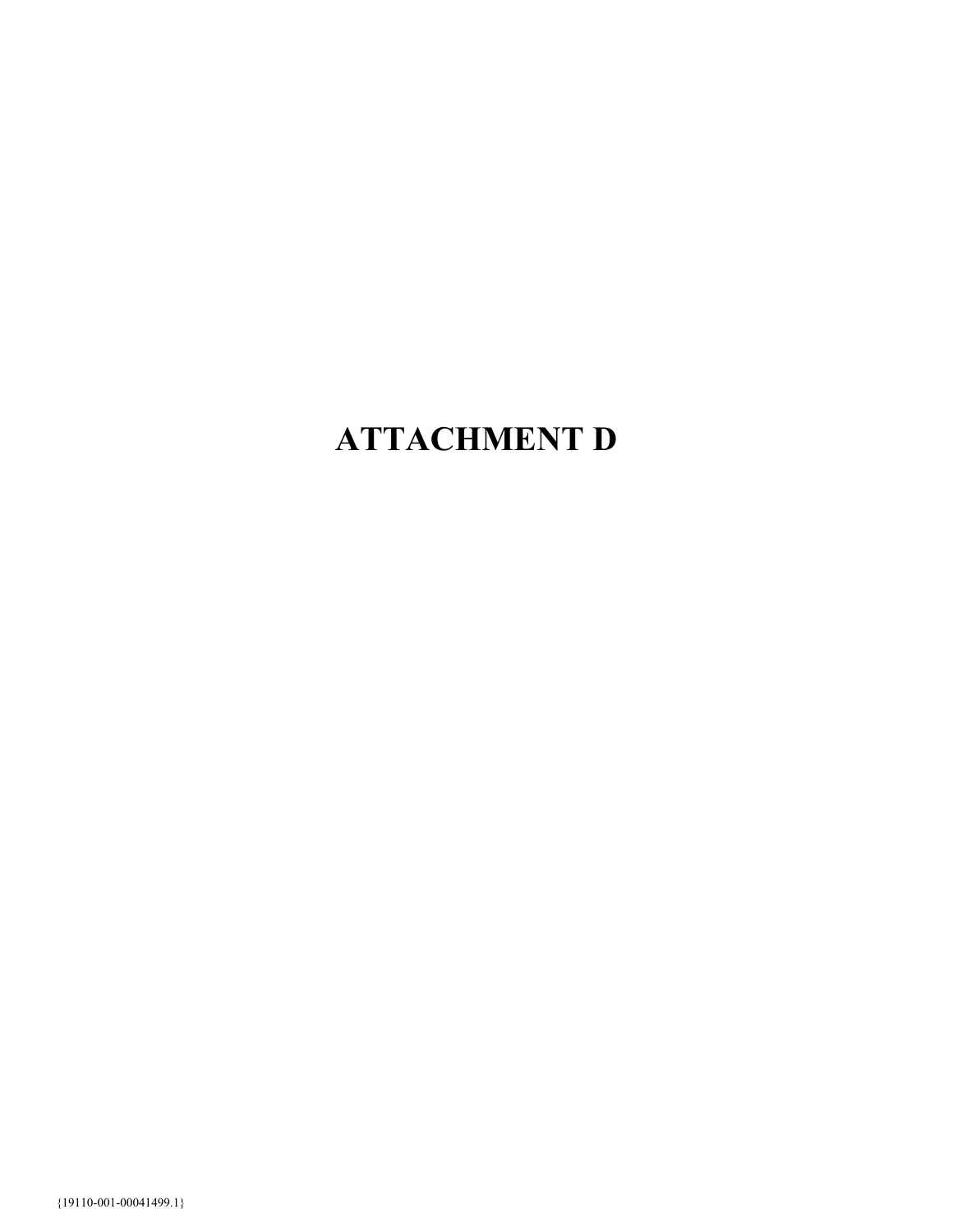# ATTACHMENT D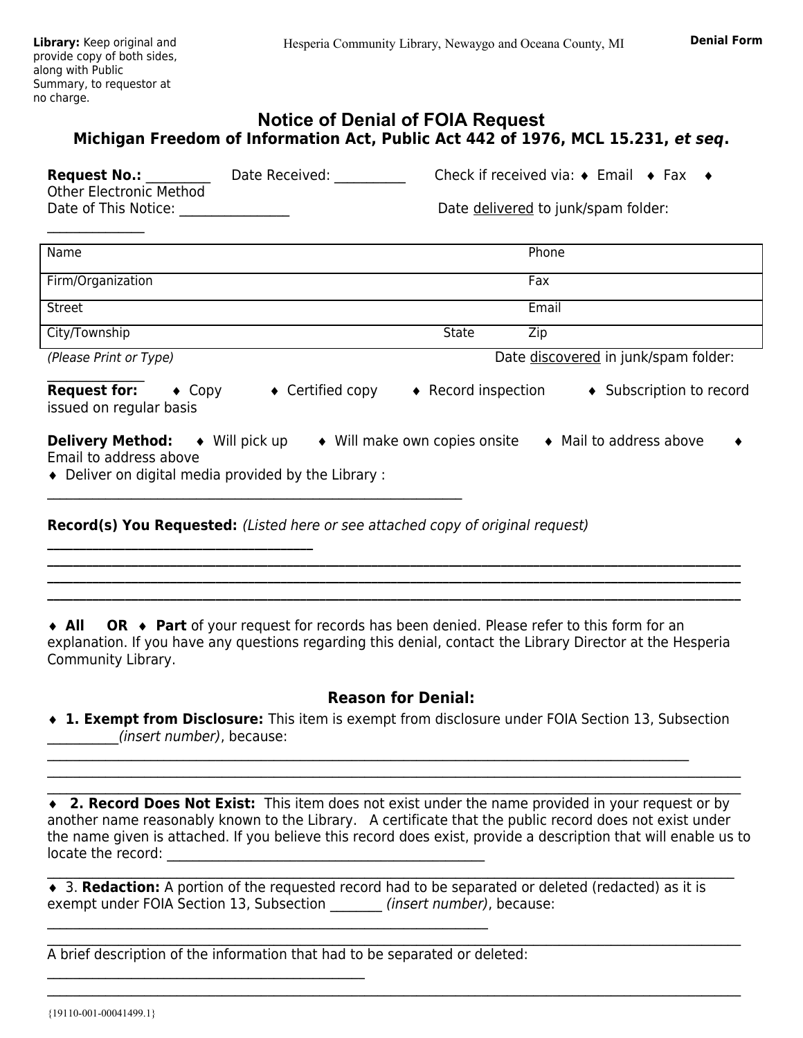**Library:** Keep original and provide copy of both sides, along with Public Summary, to requestor at no charge.

Hesperia Community Library, Newaygo and Oceana County, MI

**Denial Form**

# Notice of Denial of FOIA Request

## Michigan Freedom of Information Act, Public Act 442 of 1976, MCL 15.231, *et seq*.

**Request No.:** __________ Date Received: ___________ Check if received via: ♦ Email ♦ Fax ♦ Other Electronic Method

Date of This Notice: _________________ Date delivered to junk/spam folder: _______________

| Name | | Phone |
|---|---|---|
| Firm/Organization | | Fax |
| Street | | Email |
| City/Township | State | Zip |

*(Please Print or Type)* Date discovered in junk/spam folder: _______________

**Request for:** ♦ Copy ♦ Certified copy ♦ Record inspection ♦ Subscription to record issued on regular basis

**Delivery Method:** ♦ Will pick up ♦ Will make own copies onsite ♦ Mail to address above ♦ Email to address above

♦ Deliver on digital media provided by the Library : ______________________________________________________________

**Record(s) You Requested:** *(Listed here or see attached copy of original request)* ________________________________________

______________________________________________________________________________________________

______________________________________________________________________________________________

______________________________________________________________________________________________

♦ **All** **OR** ♦ **Part** of your request for records has been denied. Please refer to this form for an explanation. If you have any questions regarding this denial, contact the Library Director at the Hesperia Community Library.

### Reason for Denial:

♦ **1. Exempt from Disclosure:** This item is exempt from disclosure under FOIA Section 13, Subsection ___________*(insert number)*, because: ______________________________________________________________________________________________

______________________________________________________________________________________________

______________________________________________________________________________________________

♦ **2. Record Does Not Exist:** This item does not exist under the name provided in your request or by another name reasonably known to the Library. A certificate that the public record does not exist under the name given is attached. If you believe this record does exist, provide a description that will enable us to locate the record: _______________________________________________

______________________________________________________________________________________________

♦ 3. **Redaction:** A portion of the requested record had to be separated or deleted (redacted) as it is exempt under FOIA Section 13, Subsection ________ *(insert number)*, because: ________________________________________________________________

______________________________________________________________________________________________

A brief description of the information that had to be separated or deleted: ______________________________________________

______________________________________________________________________________________________

{19110-001-00041499.1}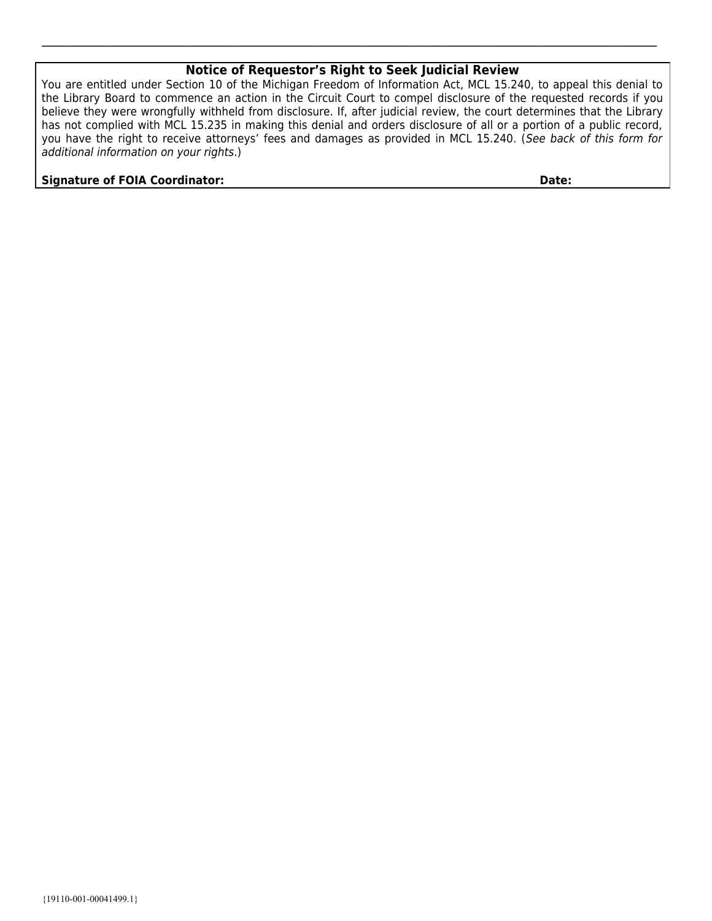---

### Notice of Requestor's Right to Seek Judicial Review

You are entitled under Section 10 of the Michigan Freedom of Information Act, MCL 15.240, to appeal this denial to the Library Board to commence an action in the Circuit Court to compel disclosure of the requested records if you believe they were wrongfully withheld from disclosure. If, after judicial review, the court determines that the Library has not complied with MCL 15.235 in making this denial and orders disclosure of all or a portion of a public record, you have the right to receive attorneys' fees and damages as provided in MCL 15.240. (*See back of this form for additional information on your rights*.)

**Signature of FOIA Coordinator:** **Date:**

{19110-001-00041499.1}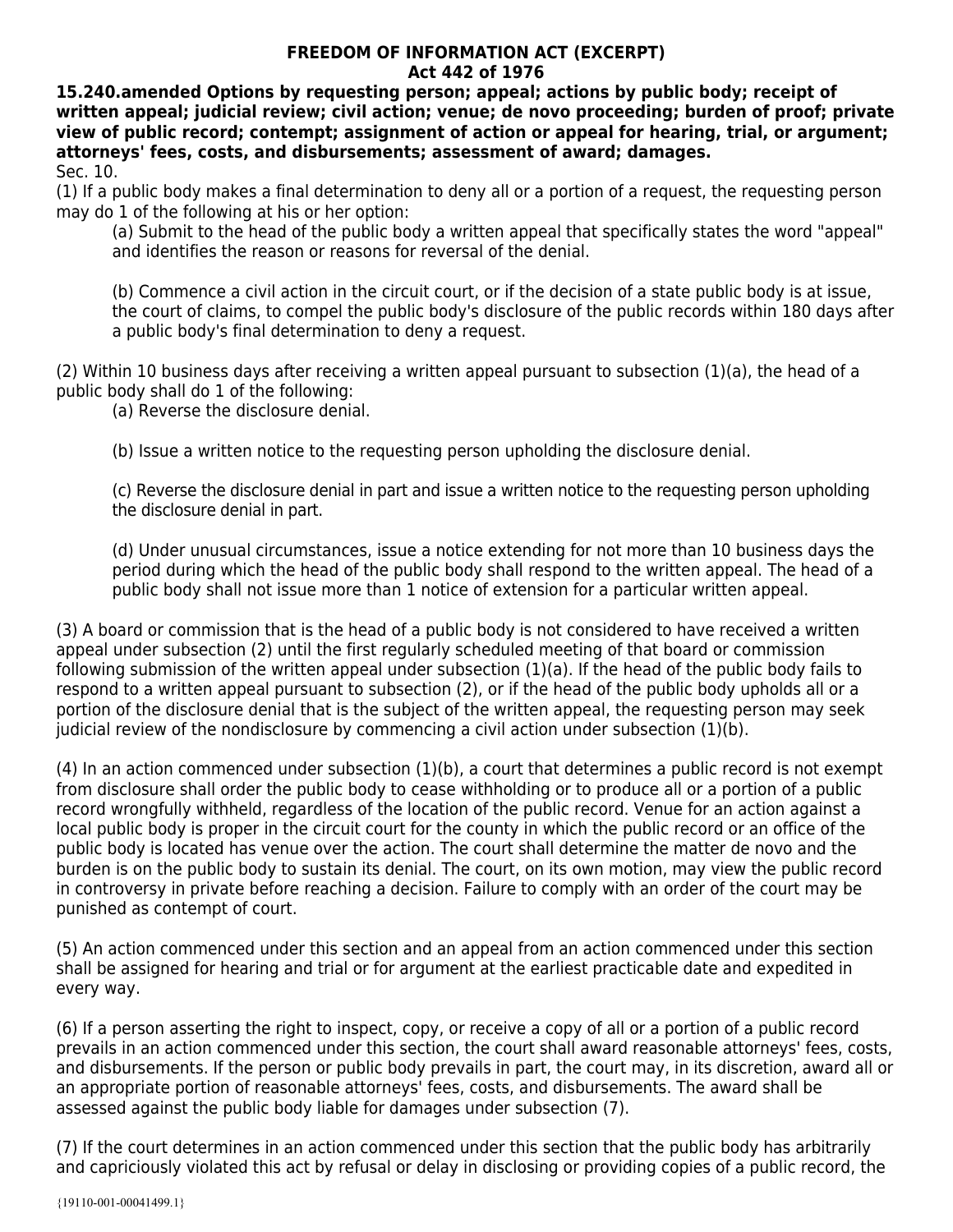**FREEDOM OF INFORMATION ACT (EXCERPT)**
**Act 442 of 1976**

**15.240.amended Options by requesting person; appeal; actions by public body; receipt of written appeal; judicial review; civil action; venue; de novo proceeding; burden of proof; private view of public record; contempt; assignment of action or appeal for hearing, trial, or argument; attorneys' fees, costs, and disbursements; assessment of award; damages.**

Sec. 10.

(1) If a public body makes a final determination to deny all or a portion of a request, the requesting person may do 1 of the following at his or her option:

(a) Submit to the head of the public body a written appeal that specifically states the word "appeal" and identifies the reason or reasons for reversal of the denial.

(b) Commence a civil action in the circuit court, or if the decision of a state public body is at issue, the court of claims, to compel the public body's disclosure of the public records within 180 days after a public body's final determination to deny a request.

(2) Within 10 business days after receiving a written appeal pursuant to subsection (1)(a), the head of a public body shall do 1 of the following:

(a) Reverse the disclosure denial.

(b) Issue a written notice to the requesting person upholding the disclosure denial.

(c) Reverse the disclosure denial in part and issue a written notice to the requesting person upholding the disclosure denial in part.

(d) Under unusual circumstances, issue a notice extending for not more than 10 business days the period during which the head of the public body shall respond to the written appeal. The head of a public body shall not issue more than 1 notice of extension for a particular written appeal.

(3) A board or commission that is the head of a public body is not considered to have received a written appeal under subsection (2) until the first regularly scheduled meeting of that board or commission following submission of the written appeal under subsection (1)(a). If the head of the public body fails to respond to a written appeal pursuant to subsection (2), or if the head of the public body upholds all or a portion of the disclosure denial that is the subject of the written appeal, the requesting person may seek judicial review of the nondisclosure by commencing a civil action under subsection (1)(b).

(4) In an action commenced under subsection (1)(b), a court that determines a public record is not exempt from disclosure shall order the public body to cease withholding or to produce all or a portion of a public record wrongfully withheld, regardless of the location of the public record. Venue for an action against a local public body is proper in the circuit court for the county in which the public record or an office of the public body is located has venue over the action. The court shall determine the matter de novo and the burden is on the public body to sustain its denial. The court, on its own motion, may view the public record in controversy in private before reaching a decision. Failure to comply with an order of the court may be punished as contempt of court.

(5) An action commenced under this section and an appeal from an action commenced under this section shall be assigned for hearing and trial or for argument at the earliest practicable date and expedited in every way.

(6) If a person asserting the right to inspect, copy, or receive a copy of all or a portion of a public record prevails in an action commenced under this section, the court shall award reasonable attorneys' fees, costs, and disbursements. If the person or public body prevails in part, the court may, in its discretion, award all or an appropriate portion of reasonable attorneys' fees, costs, and disbursements. The award shall be assessed against the public body liable for damages under subsection (7).

(7) If the court determines in an action commenced under this section that the public body has arbitrarily and capriciously violated this act by refusal or delay in disclosing or providing copies of a public record, the

{19110-001-00041499.1}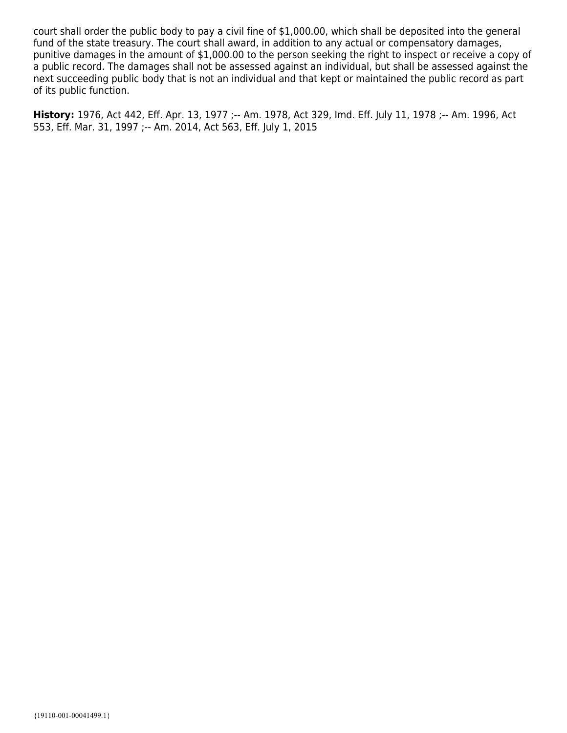court shall order the public body to pay a civil fine of $1,000.00, which shall be deposited into the general fund of the state treasury. The court shall award, in addition to any actual or compensatory damages, punitive damages in the amount of $1,000.00 to the person seeking the right to inspect or receive a copy of a public record. The damages shall not be assessed against an individual, but shall be assessed against the next succeeding public body that is not an individual and that kept or maintained the public record as part of its public function.

**History:** 1976, Act 442, Eff. Apr. 13, 1977 ;-- Am. 1978, Act 329, Imd. Eff. July 11, 1978 ;-- Am. 1996, Act 553, Eff. Mar. 31, 1997 ;-- Am. 2014, Act 563, Eff. July 1, 2015

{19110-001-00041499.1}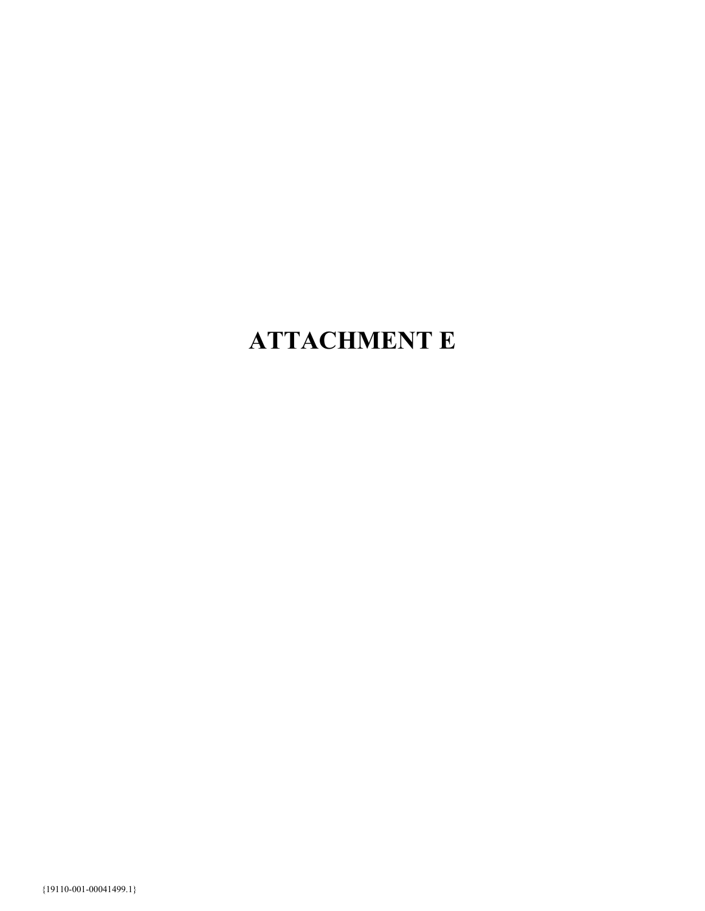# ATTACHMENT E

{19110-001-00041499.1}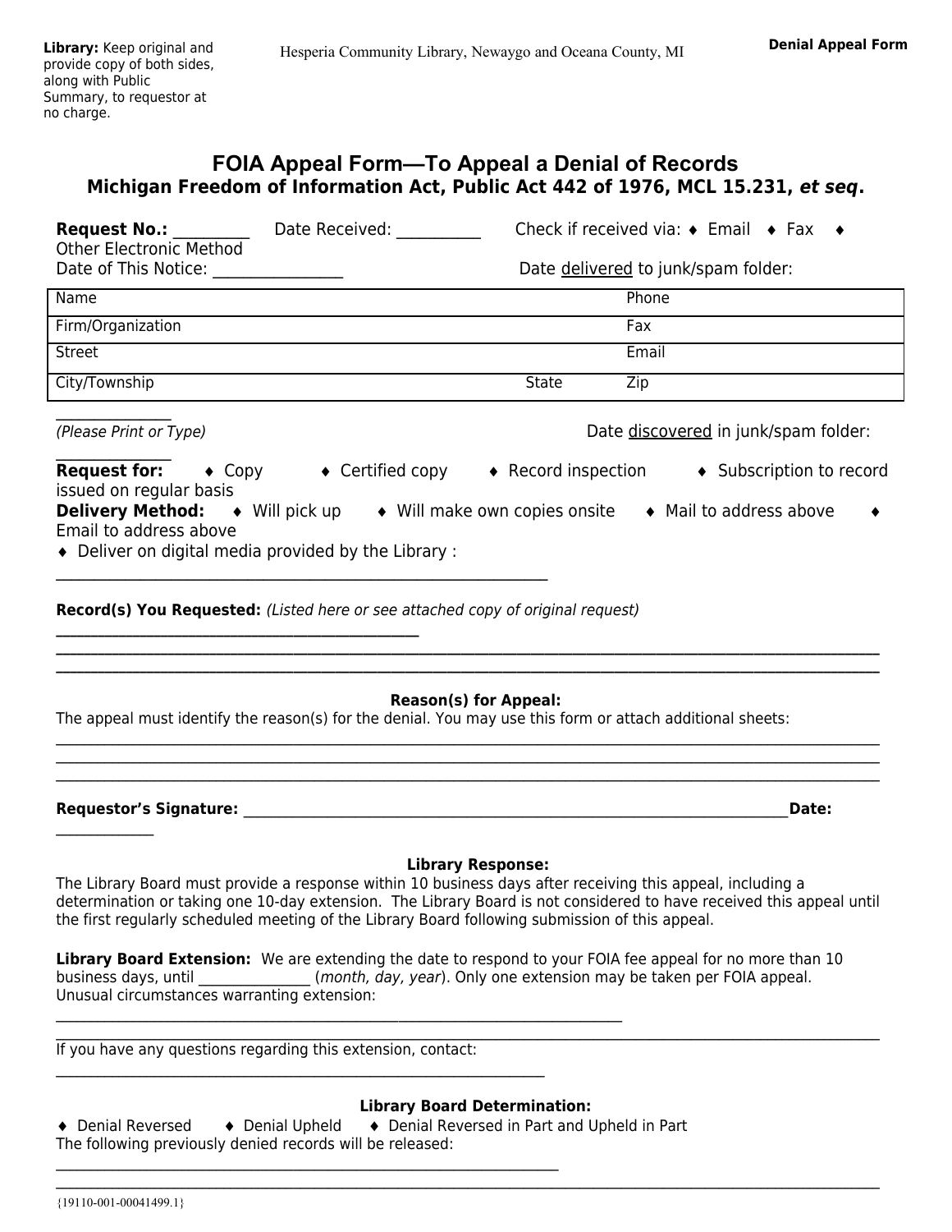**Library:** Keep original and provide copy of both sides, along with Public Summary, to requestor at no charge.

Hesperia Community Library, Newaygo and Oceana County, MI

**Denial Appeal Form**

# FOIA Appeal Form—To Appeal a Denial of Records

## Michigan Freedom of Information Act, Public Act 442 of 1976, MCL 15.231, *et seq*.

**Request No.:** _________ Date Received: __________ Check if received via: ♦ Email ♦ Fax ♦ Other Electronic Method

Date of This Notice: ________________ Date delivered to junk/spam folder:

| Name | | Phone |
|---|---|---|
| Firm/Organization | | Fax |
| Street | | Email |
| City/Township | State | Zip |

_______________

*(Please Print or Type)* Date discovered in junk/spam folder:

_______________

**Request for:** ♦ Copy ♦ Certified copy ♦ Record inspection ♦ Subscription to record issued on regular basis

**Delivery Method:** ♦ Will pick up ♦ Will make own copies onsite ♦ Mail to address above ♦ Email to address above

♦ Deliver on digital media provided by the Library :

_____________________________________________________________

**Record(s) You Requested:** *(Listed here or see attached copy of original request)*

_____________________________________________

_____________________________________________________________________________________________________

_____________________________________________________________________________________________________

**Reason(s) for Appeal:**

The appeal must identify the reason(s) for the denial. You may use this form or attach additional sheets:

_____________________________________________________________________________________________________

_____________________________________________________________________________________________________

_____________________________________________________________________________________________________

**Requestor's Signature:** _____________________________________________________________________ **Date:** ____________

**Library Response:**

The Library Board must provide a response within 10 business days after receiving this appeal, including a determination or taking one 10-day extension. The Library Board is not considered to have received this appeal until the first regularly scheduled meeting of the Library Board following submission of this appeal.

**Library Board Extension:** We are extending the date to respond to your FOIA fee appeal for no more than 10 business days, until _______________ (*month, day, year*). Only one extension may be taken per FOIA appeal.

Unusual circumstances warranting extension:

______________________________________________________________________

_____________________________________________________________________________________________________

If you have any questions regarding this extension, contact:

_____________________________________________________________

**Library Board Determination:**

♦ Denial Reversed ♦ Denial Upheld ♦ Denial Reversed in Part and Upheld in Part

The following previously denied records will be released:

_______________________________________________________________

_____________________________________________________________________________________________________

{19110-001-00041499.1}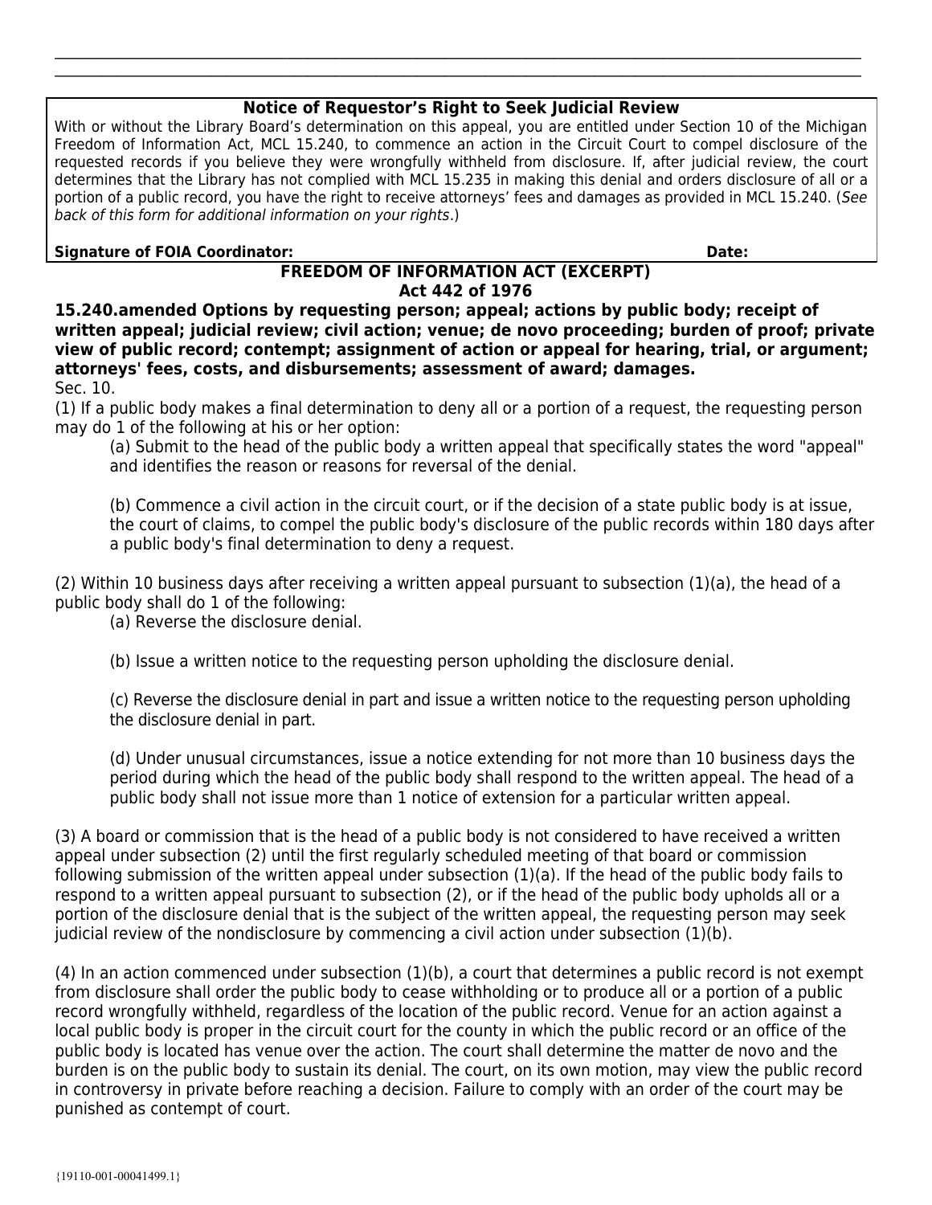## Notice of Requestor's Right to Seek Judicial Review

With or without the Library Board's determination on this appeal, you are entitled under Section 10 of the Michigan Freedom of Information Act, MCL 15.240, to commence an action in the Circuit Court to compel disclosure of the requested records if you believe they were wrongfully withheld from disclosure. If, after judicial review, the court determines that the Library has not complied with MCL 15.235 in making this denial and orders disclosure of all or a portion of a public record, you have the right to receive attorneys' fees and damages as provided in MCL 15.240. (*See back of this form for additional information on your rights*.)

**Signature of FOIA Coordinator:** **Date:**

## FREEDOM OF INFORMATION ACT (EXCERPT)
## Act 442 of 1976

**15.240.amended Options by requesting person; appeal; actions by public body; receipt of written appeal; judicial review; civil action; venue; de novo proceeding; burden of proof; private view of public record; contempt; assignment of action or appeal for hearing, trial, or argument; attorneys' fees, costs, and disbursements; assessment of award; damages.**

Sec. 10.

(1) If a public body makes a final determination to deny all or a portion of a request, the requesting person may do 1 of the following at his or her option:

(a) Submit to the head of the public body a written appeal that specifically states the word "appeal" and identifies the reason or reasons for reversal of the denial.

(b) Commence a civil action in the circuit court, or if the decision of a state public body is at issue, the court of claims, to compel the public body's disclosure of the public records within 180 days after a public body's final determination to deny a request.

(2) Within 10 business days after receiving a written appeal pursuant to subsection (1)(a), the head of a public body shall do 1 of the following:

(a) Reverse the disclosure denial.

(b) Issue a written notice to the requesting person upholding the disclosure denial.

(c) Reverse the disclosure denial in part and issue a written notice to the requesting person upholding the disclosure denial in part.

(d) Under unusual circumstances, issue a notice extending for not more than 10 business days the period during which the head of the public body shall respond to the written appeal. The head of a public body shall not issue more than 1 notice of extension for a particular written appeal.

(3) A board or commission that is the head of a public body is not considered to have received a written appeal under subsection (2) until the first regularly scheduled meeting of that board or commission following submission of the written appeal under subsection (1)(a). If the head of the public body fails to respond to a written appeal pursuant to subsection (2), or if the head of the public body upholds all or a portion of the disclosure denial that is the subject of the written appeal, the requesting person may seek judicial review of the nondisclosure by commencing a civil action under subsection (1)(b).

(4) In an action commenced under subsection (1)(b), a court that determines a public record is not exempt from disclosure shall order the public body to cease withholding or to produce all or a portion of a public record wrongfully withheld, regardless of the location of the public record. Venue for an action against a local public body is proper in the circuit court for the county in which the public record or an office of the public body is located has venue over the action. The court shall determine the matter de novo and the burden is on the public body to sustain its denial. The court, on its own motion, may view the public record in controversy in private before reaching a decision. Failure to comply with an order of the court may be punished as contempt of court.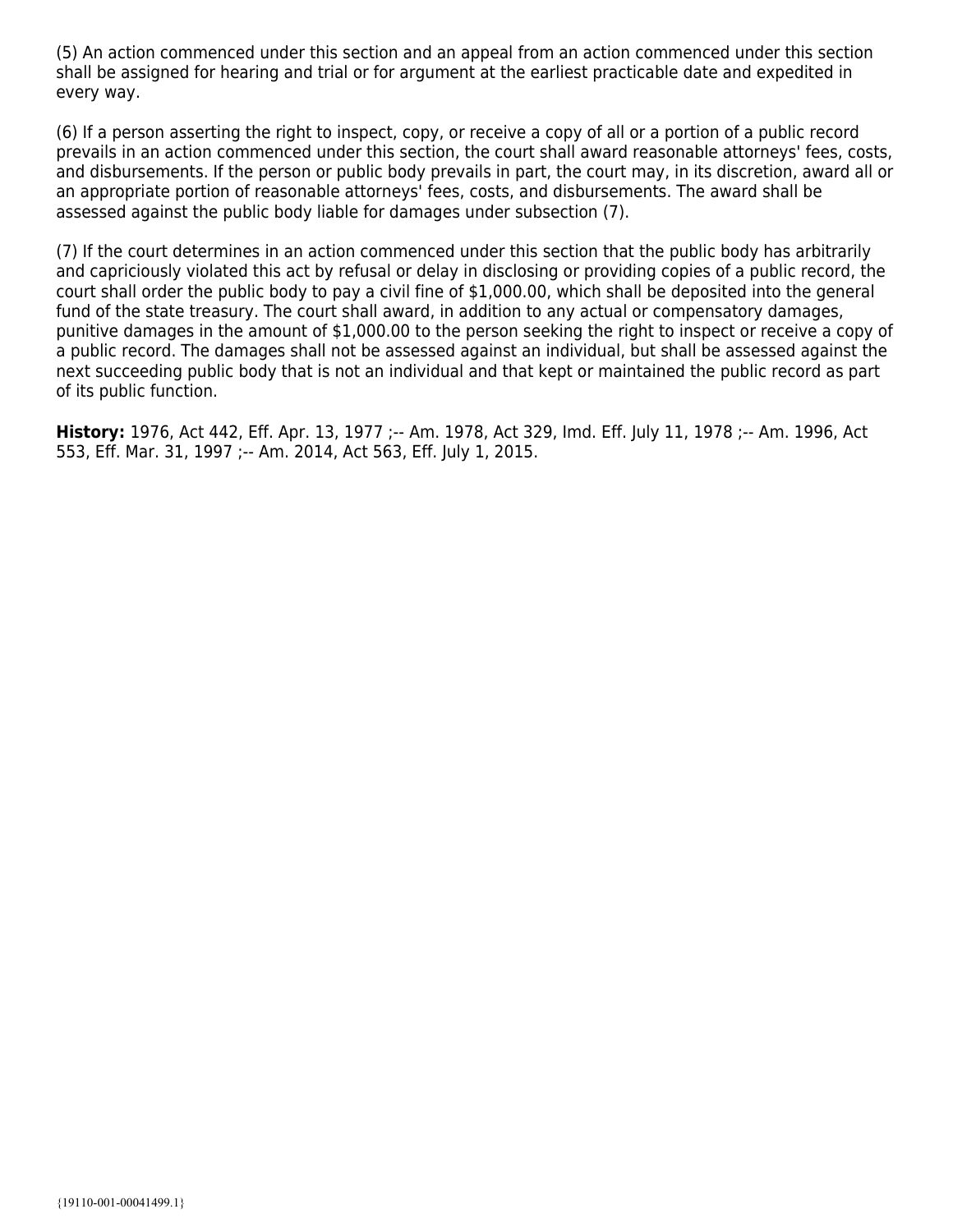(5) An action commenced under this section and an appeal from an action commenced under this section shall be assigned for hearing and trial or for argument at the earliest practicable date and expedited in every way.

(6) If a person asserting the right to inspect, copy, or receive a copy of all or a portion of a public record prevails in an action commenced under this section, the court shall award reasonable attorneys' fees, costs, and disbursements. If the person or public body prevails in part, the court may, in its discretion, award all or an appropriate portion of reasonable attorneys' fees, costs, and disbursements. The award shall be assessed against the public body liable for damages under subsection (7).

(7) If the court determines in an action commenced under this section that the public body has arbitrarily and capriciously violated this act by refusal or delay in disclosing or providing copies of a public record, the court shall order the public body to pay a civil fine of $1,000.00, which shall be deposited into the general fund of the state treasury. The court shall award, in addition to any actual or compensatory damages, punitive damages in the amount of $1,000.00 to the person seeking the right to inspect or receive a copy of a public record. The damages shall not be assessed against an individual, but shall be assessed against the next succeeding public body that is not an individual and that kept or maintained the public record as part of its public function.

**History:** 1976, Act 442, Eff. Apr. 13, 1977 ;-- Am. 1978, Act 329, Imd. Eff. July 11, 1978 ;-- Am. 1996, Act 553, Eff. Mar. 31, 1997 ;-- Am. 2014, Act 563, Eff. July 1, 2015.

{19110-001-00041499.1}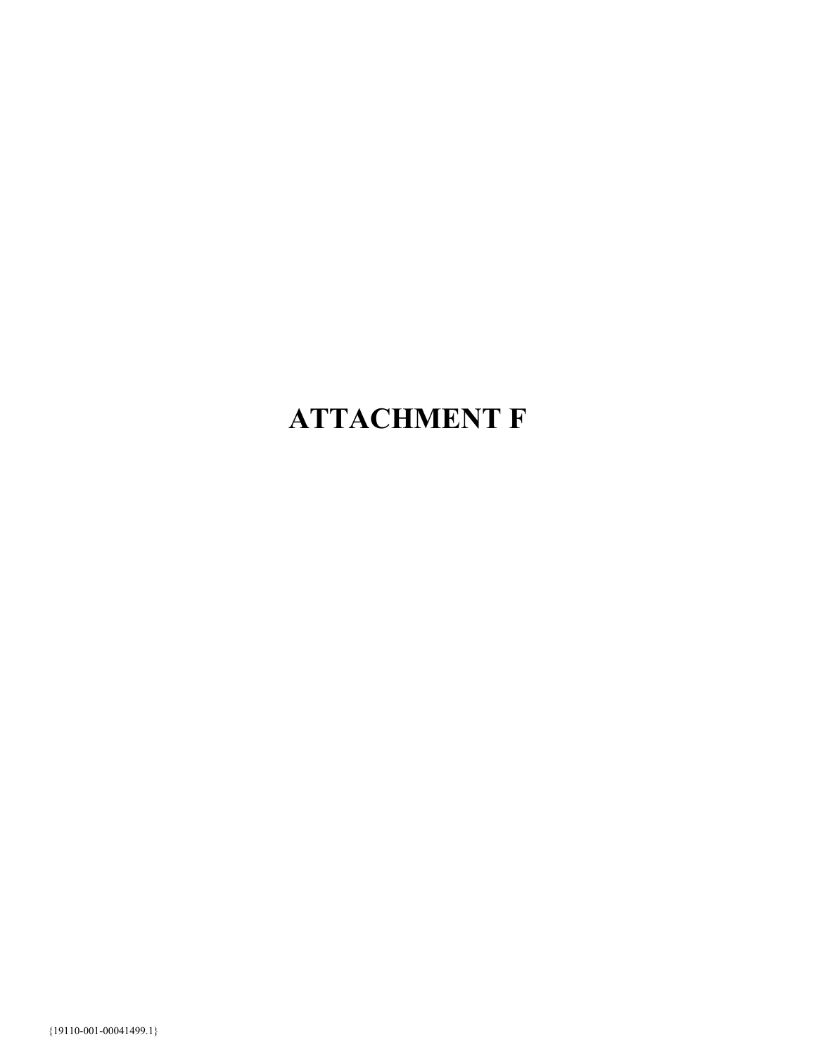# ATTACHMENT F

{19110-001-00041499.1}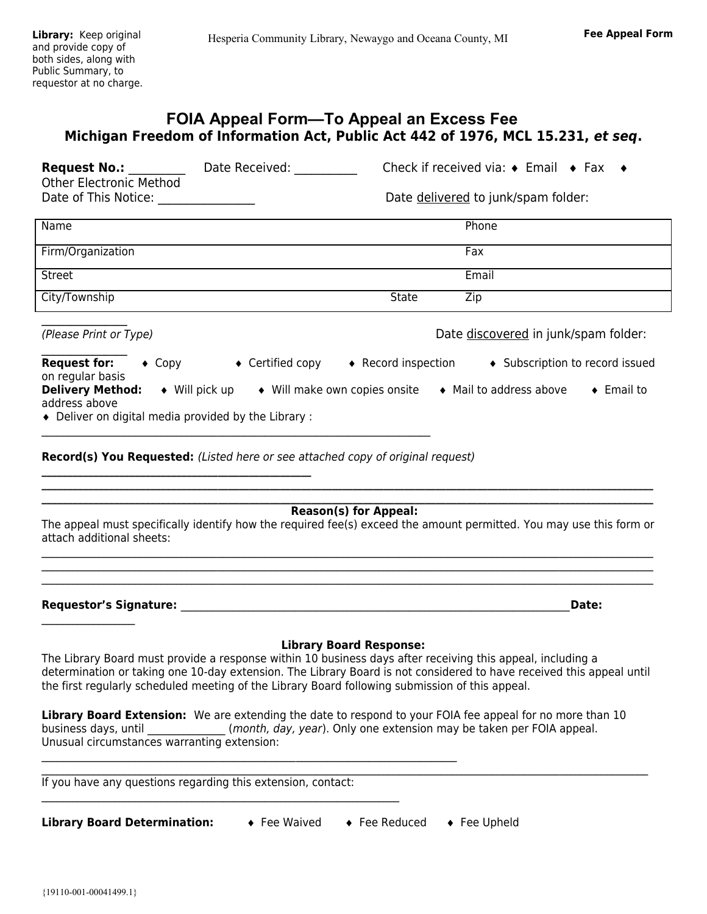**Library:** Keep original and provide copy of both sides, along with Public Summary, to requestor at no charge.

Hesperia Community Library, Newaygo and Oceana County, MI

**Fee Appeal Form**

# FOIA Appeal Form—To Appeal an Excess Fee

## Michigan Freedom of Information Act, Public Act 442 of 1976, MCL 15.231, *et seq*.

**Request No.:** __________ Date Received: ___________ Check if received via: ♦ Email ♦ Fax ♦ Other Electronic Method

Date of This Notice: ________________ Date delivered to junk/spam folder:

| Name | | Phone |
|---|---|---|
| Firm/Organization | | Fax |
| Street | | Email |
| City/Township | State | Zip |

_______________

*(Please Print or Type)* Date discovered in junk/spam folder:

_______________

**Request for:** ♦ Copy ♦ Certified copy ♦ Record inspection ♦ Subscription to record issued on regular basis

**Delivery Method:** ♦ Will pick up ♦ Will make own copies onsite ♦ Mail to address above ♦ Email to address above

♦ Deliver on digital media provided by the Library :

______________________________________________________________________

**Record(s) You Requested:** *(Listed here or see attached copy of original request)*

________________________________________________

________________________________________________________________________________

________________________________________________________________________________

**Reason(s) for Appeal:**

The appeal must specifically identify how the required fee(s) exceed the amount permitted. You may use this form or attach additional sheets:

________________________________________________________________________________

________________________________________________________________________________

________________________________________________________________________________

**Requestor's Signature:** ______________________________________________________**Date:** ________________

**Library Board Response:**

The Library Board must provide a response within 10 business days after receiving this appeal, including a determination or taking one 10-day extension. The Library Board is not considered to have received this appeal until the first regularly scheduled meeting of the Library Board following submission of this appeal.

**Library Board Extension:** We are extending the date to respond to your FOIA fee appeal for no more than 10 business days, until ______________ (*month, day, year*). Only one extension may be taken per FOIA appeal. Unusual circumstances warranting extension:

______________________________________________________________________

________________________________________________________________________________

If you have any questions regarding this extension, contact:

________________________________________________________________

**Library Board Determination:** ♦ Fee Waived ♦ Fee Reduced ♦ Fee Upheld

{19110-001-00041499.1}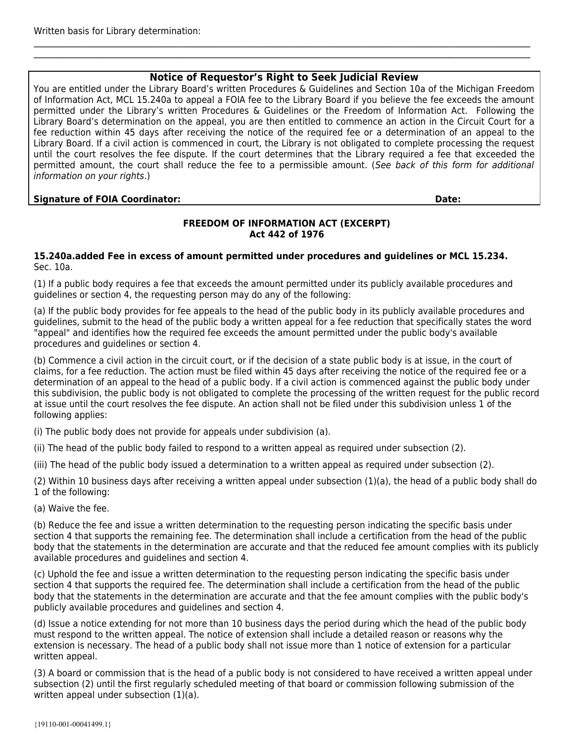Written basis for Library determination:

\_\_\_\_\_\_\_\_\_\_\_\_\_\_\_\_\_\_\_\_\_\_\_\_\_\_\_\_\_\_\_\_\_\_\_\_\_\_\_\_\_\_\_\_\_\_\_\_\_\_\_\_\_\_\_\_\_\_\_\_\_\_\_\_\_\_\_\_\_\_\_\_\_\_\_\_\_\_
\_\_\_\_\_\_\_\_\_\_\_\_\_\_\_\_\_\_\_\_\_\_\_\_\_\_\_\_\_\_\_\_\_\_\_\_\_\_\_\_\_\_\_\_\_\_\_\_\_\_\_\_\_\_\_\_\_\_\_\_\_\_\_\_\_\_\_\_\_\_\_\_\_\_\_\_\_\_

### Notice of Requestor's Right to Seek Judicial Review

You are entitled under the Library Board's written Procedures & Guidelines and Section 10a of the Michigan Freedom of Information Act, MCL 15.240a to appeal a FOIA fee to the Library Board if you believe the fee exceeds the amount permitted under the Library's written Procedures & Guidelines or the Freedom of Information Act. Following the Library Board's determination on the appeal, you are then entitled to commence an action in the Circuit Court for a fee reduction within 45 days after receiving the notice of the required fee or a determination of an appeal to the Library Board. If a civil action is commenced in court, the Library is not obligated to complete processing the request until the court resolves the fee dispute. If the court determines that the Library required a fee that exceeded the permitted amount, the court shall reduce the fee to a permissible amount. (*See back of this form for additional information on your rights*.)

**Signature of FOIA Coordinator:** **Date:**

## FREEDOM OF INFORMATION ACT (EXCERPT)
## Act 442 of 1976

**15.240a.added Fee in excess of amount permitted under procedures and guidelines or MCL 15.234.**
Sec. 10a.

(1) If a public body requires a fee that exceeds the amount permitted under its publicly available procedures and guidelines or section 4, the requesting person may do any of the following:

(a) If the public body provides for fee appeals to the head of the public body in its publicly available procedures and guidelines, submit to the head of the public body a written appeal for a fee reduction that specifically states the word "appeal" and identifies how the required fee exceeds the amount permitted under the public body's available procedures and guidelines or section 4.

(b) Commence a civil action in the circuit court, or if the decision of a state public body is at issue, in the court of claims, for a fee reduction. The action must be filed within 45 days after receiving the notice of the required fee or a determination of an appeal to the head of a public body. If a civil action is commenced against the public body under this subdivision, the public body is not obligated to complete the processing of the written request for the public record at issue until the court resolves the fee dispute. An action shall not be filed under this subdivision unless 1 of the following applies:

(i) The public body does not provide for appeals under subdivision (a).

(ii) The head of the public body failed to respond to a written appeal as required under subsection (2).

(iii) The head of the public body issued a determination to a written appeal as required under subsection (2).

(2) Within 10 business days after receiving a written appeal under subsection (1)(a), the head of a public body shall do 1 of the following:

(a) Waive the fee.

(b) Reduce the fee and issue a written determination to the requesting person indicating the specific basis under section 4 that supports the remaining fee. The determination shall include a certification from the head of the public body that the statements in the determination are accurate and that the reduced fee amount complies with its publicly available procedures and guidelines and section 4.

(c) Uphold the fee and issue a written determination to the requesting person indicating the specific basis under section 4 that supports the required fee. The determination shall include a certification from the head of the public body that the statements in the determination are accurate and that the fee amount complies with the public body's publicly available procedures and guidelines and section 4.

(d) Issue a notice extending for not more than 10 business days the period during which the head of the public body must respond to the written appeal. The notice of extension shall include a detailed reason or reasons why the extension is necessary. The head of a public body shall not issue more than 1 notice of extension for a particular written appeal.

(3) A board or commission that is the head of a public body is not considered to have received a written appeal under subsection (2) until the first regularly scheduled meeting of that board or commission following submission of the written appeal under subsection (1)(a).

{19110-001-00041499.1}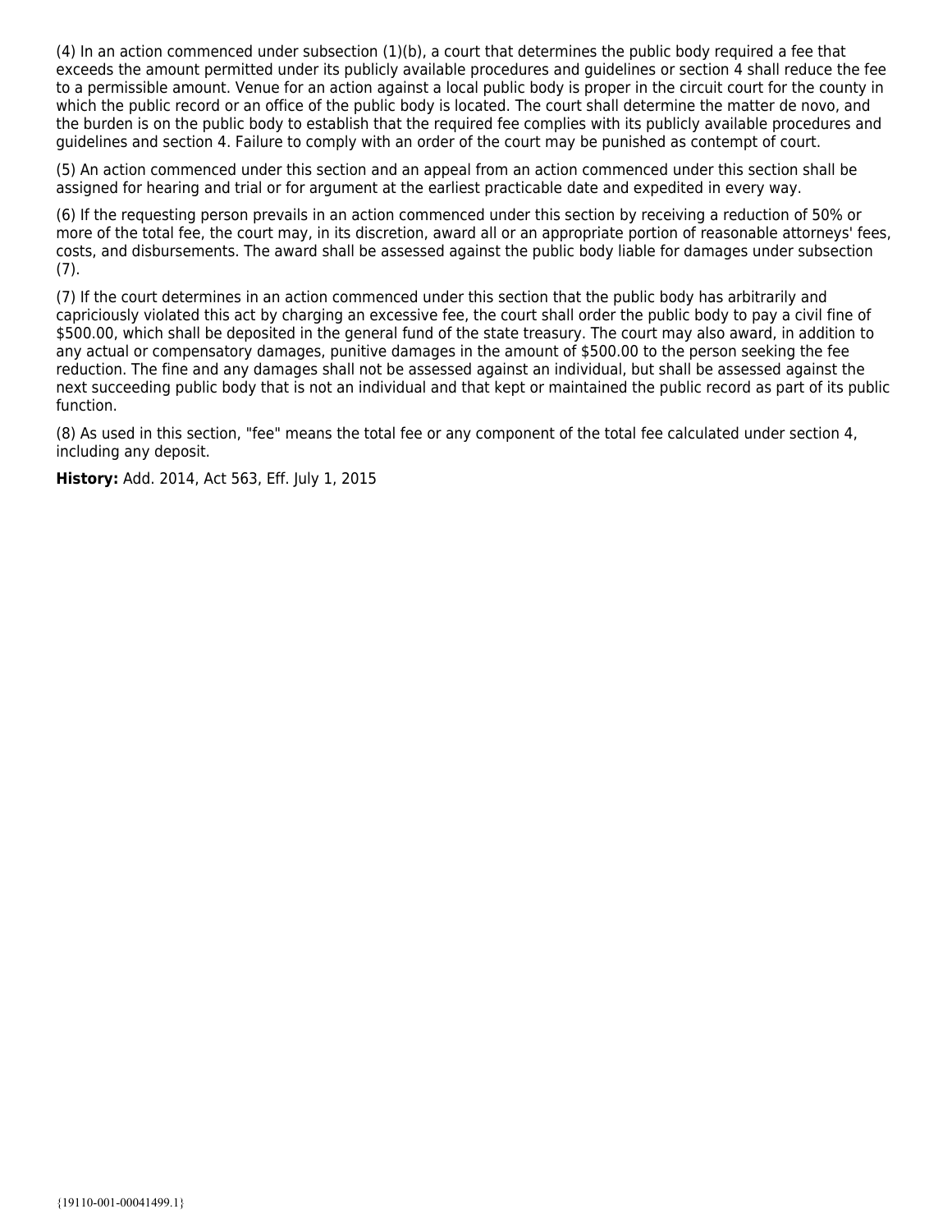(4) In an action commenced under subsection (1)(b), a court that determines the public body required a fee that exceeds the amount permitted under its publicly available procedures and guidelines or section 4 shall reduce the fee to a permissible amount. Venue for an action against a local public body is proper in the circuit court for the county in which the public record or an office of the public body is located. The court shall determine the matter de novo, and the burden is on the public body to establish that the required fee complies with its publicly available procedures and guidelines and section 4. Failure to comply with an order of the court may be punished as contempt of court.

(5) An action commenced under this section and an appeal from an action commenced under this section shall be assigned for hearing and trial or for argument at the earliest practicable date and expedited in every way.

(6) If the requesting person prevails in an action commenced under this section by receiving a reduction of 50% or more of the total fee, the court may, in its discretion, award all or an appropriate portion of reasonable attorneys' fees, costs, and disbursements. The award shall be assessed against the public body liable for damages under subsection (7).

(7) If the court determines in an action commenced under this section that the public body has arbitrarily and capriciously violated this act by charging an excessive fee, the court shall order the public body to pay a civil fine of $500.00, which shall be deposited in the general fund of the state treasury. The court may also award, in addition to any actual or compensatory damages, punitive damages in the amount of $500.00 to the person seeking the fee reduction. The fine and any damages shall not be assessed against an individual, but shall be assessed against the next succeeding public body that is not an individual and that kept or maintained the public record as part of its public function.

(8) As used in this section, "fee" means the total fee or any component of the total fee calculated under section 4, including any deposit.

**History:** Add. 2014, Act 563, Eff. July 1, 2015

{19110-001-00041499.1}